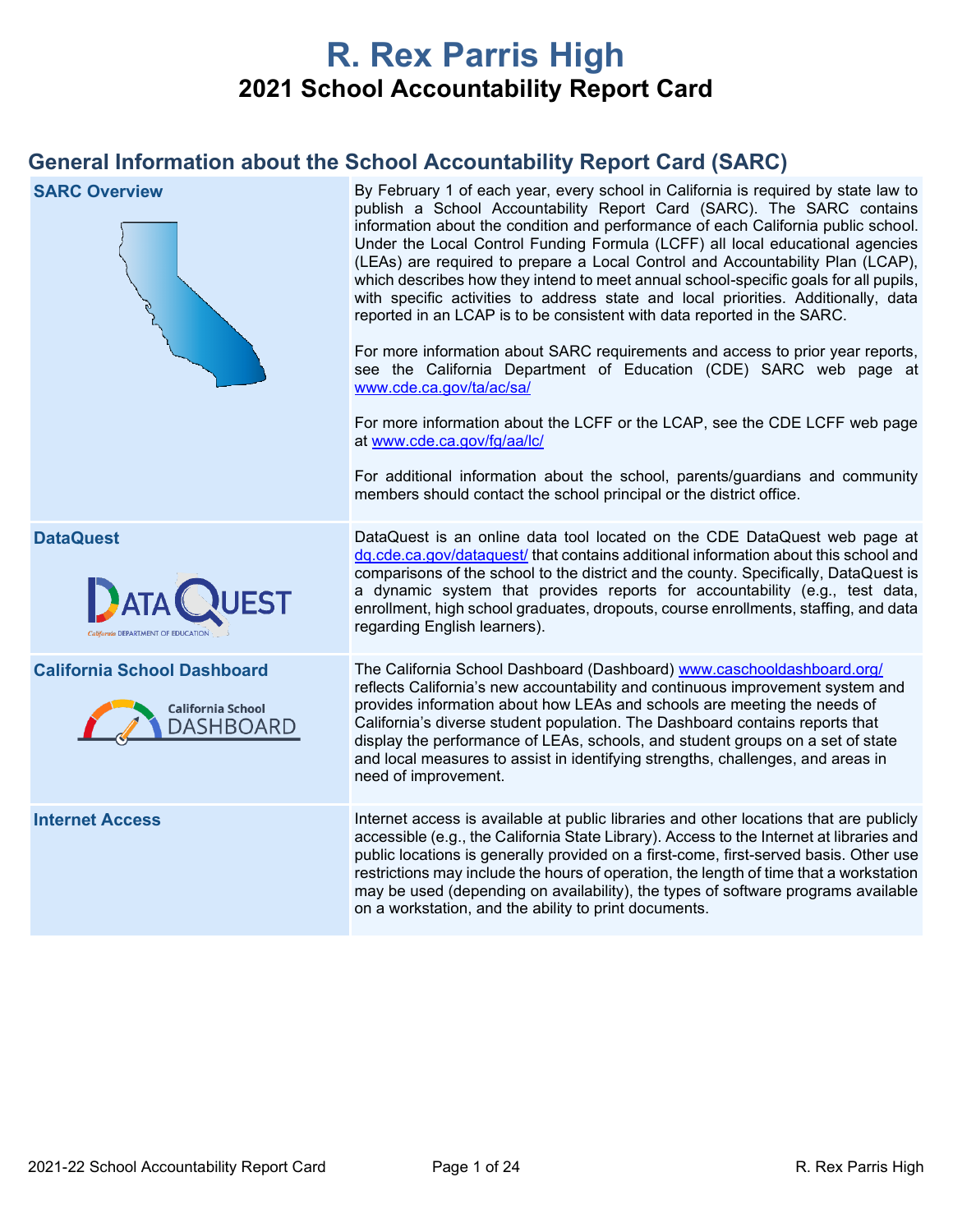# R. Rex Parris High

## 2021 School Accountability Report Card

## General Information about the School Accountability Report Card (SARC)

| | |
|---|---|
| **SARC Overview** | By February 1 of each year, every school in California is required by state law to publish a School Accountability Report Card (SARC). The SARC contains information about the condition and performance of each California public school. Under the Local Control Funding Formula (LCFF) all local educational agencies (LEAs) are required to prepare a Local Control and Accountability Plan (LCAP), which describes how they intend to meet annual school-specific goals for all pupils, with specific activities to address state and local priorities. Additionally, data reported in an LCAP is to be consistent with data reported in the SARC.<br><br>For more information about SARC requirements and access to prior year reports, see the California Department of Education (CDE) SARC web page at www.cde.ca.gov/ta/ac/sa/<br><br>For more information about the LCFF or the LCAP, see the CDE LCFF web page at www.cde.ca.gov/fg/aa/lc/<br><br>For additional information about the school, parents/guardians and community members should contact the school principal or the district office. |
| **DataQuest** | DataQuest is an online data tool located on the CDE DataQuest web page at dq.cde.ca.gov/dataquest/ that contains additional information about this school and comparisons of the school to the district and the county. Specifically, DataQuest is a dynamic system that provides reports for accountability (e.g., test data, enrollment, high school graduates, dropouts, course enrollments, staffing, and data regarding English learners). |
| **California School Dashboard** | The California School Dashboard (Dashboard) www.caschooldashboard.org/ reflects California's new accountability and continuous improvement system and provides information about how LEAs and schools are meeting the needs of California's diverse student population. The Dashboard contains reports that display the performance of LEAs, schools, and student groups on a set of state and local measures to assist in identifying strengths, challenges, and areas in need of improvement. |
| **Internet Access** | Internet access is available at public libraries and other locations that are publicly accessible (e.g., the California State Library). Access to the Internet at libraries and public locations is generally provided on a first-come, first-served basis. Other use restrictions may include the hours of operation, the length of time that a workstation may be used (depending on availability), the types of software programs available on a workstation, and the ability to print documents. |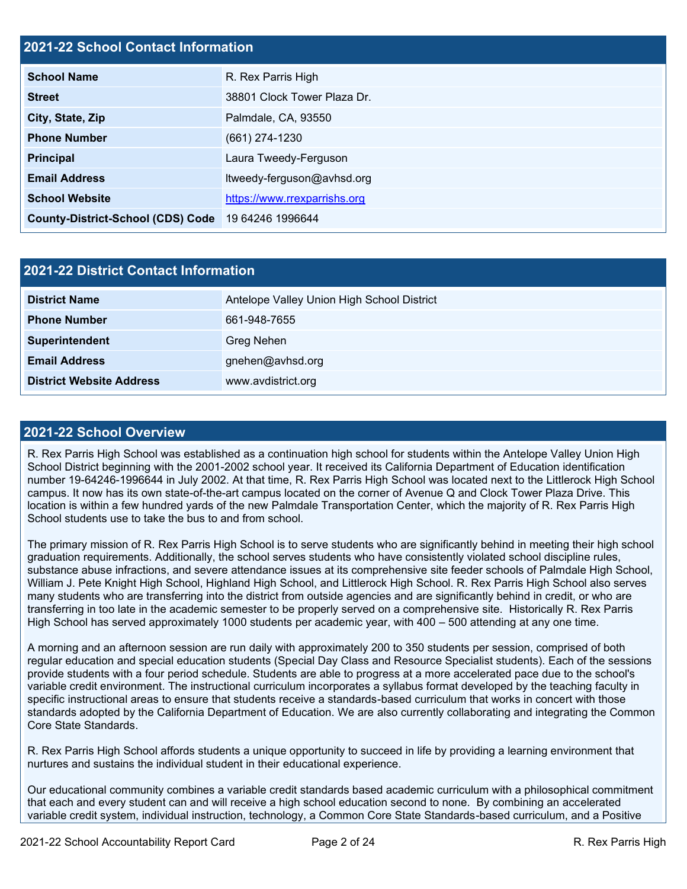## 2021-22 School Contact Information

| | |
|---|---|
| **School Name** | R. Rex Parris High |
| **Street** | 38801 Clock Tower Plaza Dr. |
| **City, State, Zip** | Palmdale, CA, 93550 |
| **Phone Number** | (661) 274-1230 |
| **Principal** | Laura Tweedy-Ferguson |
| **Email Address** | ltweedy-ferguson@avhsd.org |
| **School Website** | [https://www.rrexparrishs.org](https://www.rrexparrishs.org) |
| **County-District-School (CDS) Code** | 19 64246 1996644 |

## 2021-22 District Contact Information

| | |
|---|---|
| **District Name** | Antelope Valley Union High School District |
| **Phone Number** | 661-948-7655 |
| **Superintendent** | Greg Nehen |
| **Email Address** | gnehen@avhsd.org |
| **District Website Address** | www.avdistrict.org |

## 2021-22 School Overview

R. Rex Parris High School was established as a continuation high school for students within the Antelope Valley Union High School District beginning with the 2001-2002 school year. It received its California Department of Education identification number 19-64246-1996644 in July 2002. At that time, R. Rex Parris High School was located next to the Littlerock High School campus. It now has its own state-of-the-art campus located on the corner of Avenue Q and Clock Tower Plaza Drive. This location is within a few hundred yards of the new Palmdale Transportation Center, which the majority of R. Rex Parris High School students use to take the bus to and from school.

The primary mission of R. Rex Parris High School is to serve students who are significantly behind in meeting their high school graduation requirements. Additionally, the school serves students who have consistently violated school discipline rules, substance abuse infractions, and severe attendance issues at its comprehensive site feeder schools of Palmdale High School, William J. Pete Knight High School, Highland High School, and Littlerock High School. R. Rex Parris High School also serves many students who are transferring into the district from outside agencies and are significantly behind in credit, or who are transferring in too late in the academic semester to be properly served on a comprehensive site. Historically R. Rex Parris High School has served approximately 1000 students per academic year, with 400 – 500 attending at any one time.

A morning and an afternoon session are run daily with approximately 200 to 350 students per session, comprised of both regular education and special education students (Special Day Class and Resource Specialist students). Each of the sessions provide students with a four period schedule. Students are able to progress at a more accelerated pace due to the school's variable credit environment. The instructional curriculum incorporates a syllabus format developed by the teaching faculty in specific instructional areas to ensure that students receive a standards-based curriculum that works in concert with those standards adopted by the California Department of Education. We are also currently collaborating and integrating the Common Core State Standards.

R. Rex Parris High School affords students a unique opportunity to succeed in life by providing a learning environment that nurtures and sustains the individual student in their educational experience.

Our educational community combines a variable credit standards based academic curriculum with a philosophical commitment that each and every student can and will receive a high school education second to none. By combining an accelerated variable credit system, individual instruction, technology, a Common Core State Standards-based curriculum, and a Positive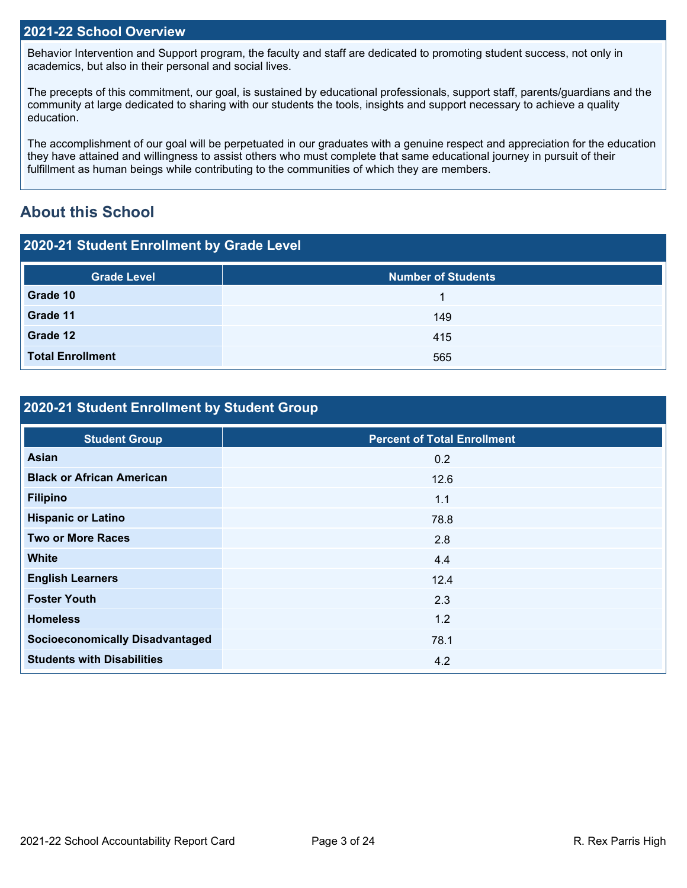## 2021-22 School Overview

Behavior Intervention and Support program, the faculty and staff are dedicated to promoting student success, not only in academics, but also in their personal and social lives.

The precepts of this commitment, our goal, is sustained by educational professionals, support staff, parents/guardians and the community at large dedicated to sharing with our students the tools, insights and support necessary to achieve a quality education.

The accomplishment of our goal will be perpetuated in our graduates with a genuine respect and appreciation for the education they have attained and willingness to assist others who must complete that same educational journey in pursuit of their fulfillment as human beings while contributing to the communities of which they are members.

# About this School

## 2020-21 Student Enrollment by Grade Level

| Grade Level | Number of Students |
|---|---|
| Grade 10 | 1 |
| Grade 11 | 149 |
| Grade 12 | 415 |
| Total Enrollment | 565 |

## 2020-21 Student Enrollment by Student Group

| Student Group | Percent of Total Enrollment |
|---|---|
| Asian | 0.2 |
| Black or African American | 12.6 |
| Filipino | 1.1 |
| Hispanic or Latino | 78.8 |
| Two or More Races | 2.8 |
| White | 4.4 |
| English Learners | 12.4 |
| Foster Youth | 2.3 |
| Homeless | 1.2 |
| Socioeconomically Disadvantaged | 78.1 |
| Students with Disabilities | 4.2 |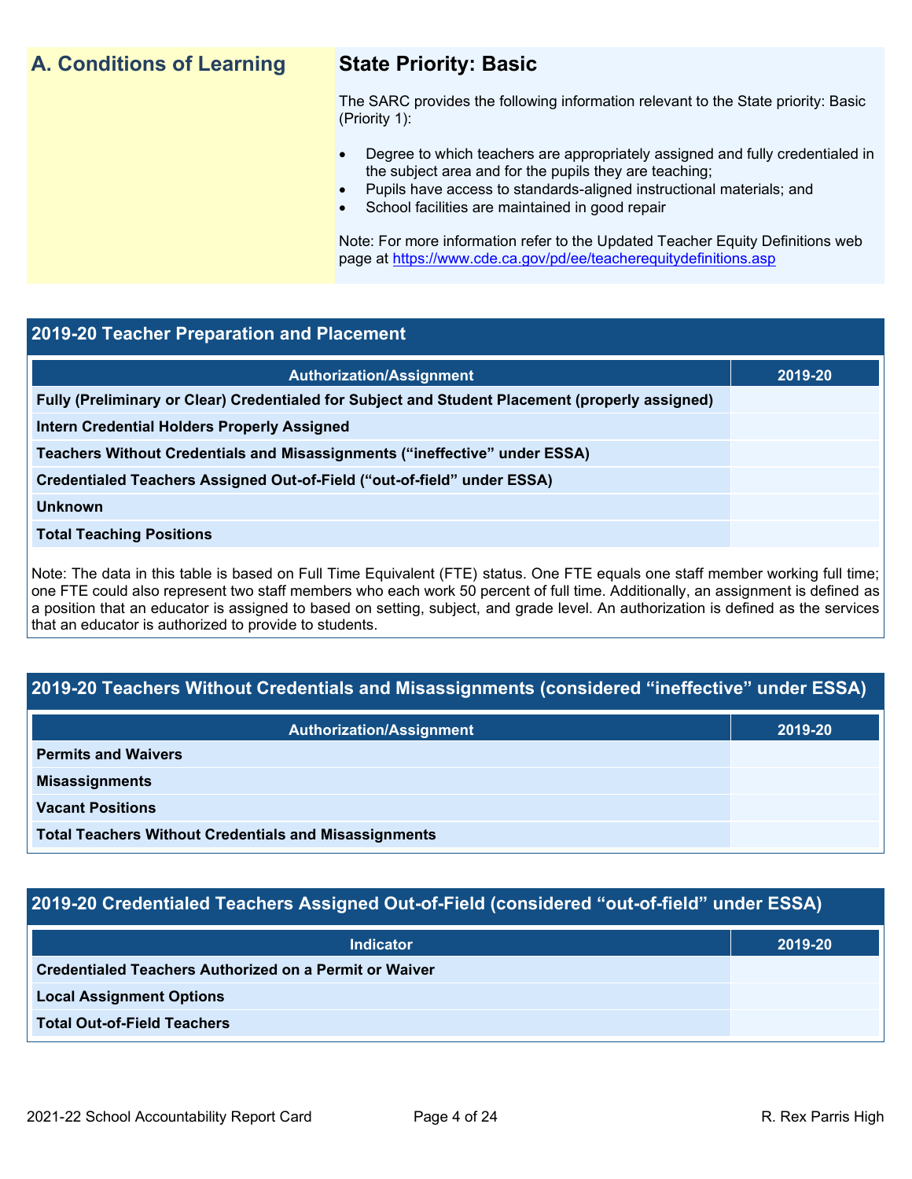## A. Conditions of Learning

### State Priority: Basic

The SARC provides the following information relevant to the State priority: Basic (Priority 1):

- Degree to which teachers are appropriately assigned and fully credentialed in the subject area and for the pupils they are teaching;
- Pupils have access to standards-aligned instructional materials; and
- School facilities are maintained in good repair

Note: For more information refer to the Updated Teacher Equity Definitions web page at https://www.cde.ca.gov/pd/ee/teacherequitydefinitions.asp

### 2019-20 Teacher Preparation and Placement

| Authorization/Assignment | 2019-20 |
|---|---|
| Fully (Preliminary or Clear) Credentialed for Subject and Student Placement (properly assigned) | |
| Intern Credential Holders Properly Assigned | |
| Teachers Without Credentials and Misassignments ("ineffective" under ESSA) | |
| Credentialed Teachers Assigned Out-of-Field ("out-of-field" under ESSA) | |
| Unknown | |
| Total Teaching Positions | |

Note: The data in this table is based on Full Time Equivalent (FTE) status. One FTE equals one staff member working full time; one FTE could also represent two staff members who each work 50 percent of full time. Additionally, an assignment is defined as a position that an educator is assigned to based on setting, subject, and grade level. An authorization is defined as the services that an educator is authorized to provide to students.

### 2019-20 Teachers Without Credentials and Misassignments (considered "ineffective" under ESSA)

| Authorization/Assignment | 2019-20 |
|---|---|
| Permits and Waivers | |
| Misassignments | |
| Vacant Positions | |
| Total Teachers Without Credentials and Misassignments | |

### 2019-20 Credentialed Teachers Assigned Out-of-Field (considered "out-of-field" under ESSA)

| Indicator | 2019-20 |
|---|---|
| Credentialed Teachers Authorized on a Permit or Waiver | |
| Local Assignment Options | |
| Total Out-of-Field Teachers | |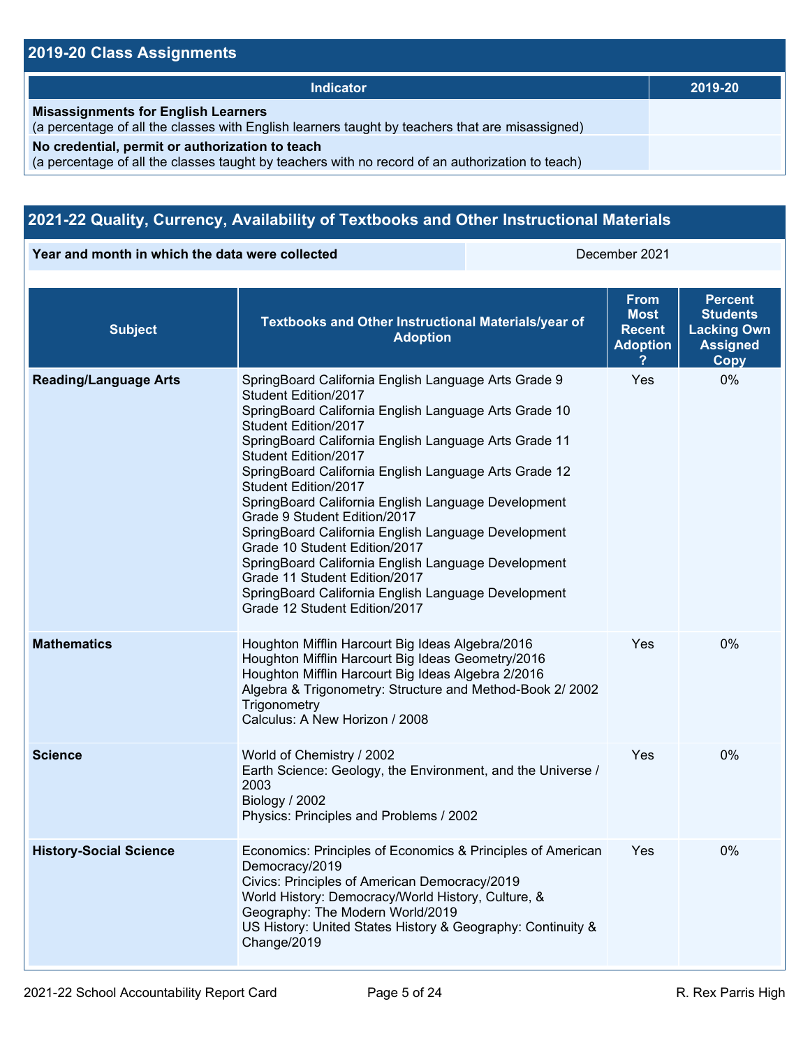## 2019-20 Class Assignments

| Indicator | 2019-20 |
| --- | --- |
| **Misassignments for English Learners** (a percentage of all the classes with English learners taught by teachers that are misassigned) | |
| **No credential, permit or authorization to teach** (a percentage of all the classes taught by teachers with no record of an authorization to teach) | |

## 2021-22 Quality, Currency, Availability of Textbooks and Other Instructional Materials

| Year and month in which the data were collected | December 2021 |
| --- | --- |

| Subject | Textbooks and Other Instructional Materials/year of Adoption | From Most Recent Adoption ? | Percent Students Lacking Own Assigned Copy |
| --- | --- | --- | --- |
| **Reading/Language Arts** | SpringBoard California English Language Arts Grade 9 Student Edition/2017<br>SpringBoard California English Language Arts Grade 10 Student Edition/2017<br>SpringBoard California English Language Arts Grade 11 Student Edition/2017<br>SpringBoard California English Language Arts Grade 12 Student Edition/2017<br>SpringBoard California English Language Development Grade 9 Student Edition/2017<br>SpringBoard California English Language Development Grade 10 Student Edition/2017<br>SpringBoard California English Language Development Grade 11 Student Edition/2017<br>SpringBoard California English Language Development Grade 12 Student Edition/2017 | Yes | 0% |
| **Mathematics** | Houghton Mifflin Harcourt Big Ideas Algebra/2016<br>Houghton Mifflin Harcourt Big Ideas Geometry/2016<br>Houghton Mifflin Harcourt Big Ideas Algebra 2/2016<br>Algebra & Trigonometry: Structure and Method-Book 2/ 2002 Trigonometry<br>Calculus: A New Horizon / 2008 | Yes | 0% |
| **Science** | World of Chemistry / 2002<br>Earth Science: Geology, the Environment, and the Universe / 2003<br>Biology / 2002<br>Physics: Principles and Problems / 2002 | Yes | 0% |
| **History-Social Science** | Economics: Principles of Economics & Principles of American Democracy/2019<br>Civics: Principles of American Democracy/2019<br>World History: Democracy/World History, Culture, & Geography: The Modern World/2019<br>US History: United States History & Geography: Continuity & Change/2019 | Yes | 0% |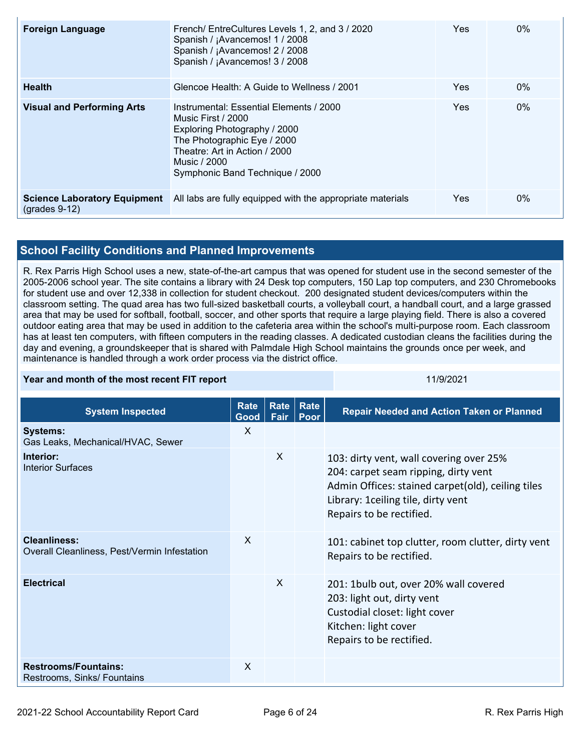| | | | |
|---|---|---|---|
| **Foreign Language** | French/ EntreCultures Levels 1, 2, and 3 / 2020<br>Spanish / ¡Avancemos! 1 / 2008<br>Spanish / ¡Avancemos! 2 / 2008<br>Spanish / ¡Avancemos! 3 / 2008 | Yes | 0% |
| **Health** | Glencoe Health: A Guide to Wellness / 2001 | Yes | 0% |
| **Visual and Performing Arts** | Instrumental: Essential Elements / 2000<br>Music First / 2000<br>Exploring Photography / 2000<br>The Photographic Eye / 2000<br>Theatre: Art in Action / 2000<br>Music / 2000<br>Symphonic Band Technique / 2000 | Yes | 0% |
| **Science Laboratory Equipment** (grades 9-12) | All labs are fully equipped with the appropriate materials | Yes | 0% |

## School Facility Conditions and Planned Improvements

R. Rex Parris High School uses a new, state-of-the-art campus that was opened for student use in the second semester of the 2005-2006 school year. The site contains a library with 24 Desk top computers, 150 Lap top computers, and 230 Chromebooks for student use and over 12,338 in collection for student checkout. 200 designated student devices/computers within the classroom setting. The quad area has two full-sized basketball courts, a volleyball court, a handball court, and a large grassed area that may be used for softball, football, soccer, and other sports that require a large playing field. There is also a covered outdoor eating area that may be used in addition to the cafeteria area within the school's multi-purpose room. Each classroom has at least ten computers, with fifteen computers in the reading classes. A dedicated custodian cleans the facilities during the day and evening, a groundskeeper that is shared with Palmdale High School maintains the grounds once per week, and maintenance is handled through a work order process via the district office.

| **Year and month of the most recent FIT report** | 11/9/2021 |
|---|---|

| System Inspected | Rate Good | Rate Fair | Rate Poor | Repair Needed and Action Taken or Planned |
|---|---|---|---|---|
| **Systems:** Gas Leaks, Mechanical/HVAC, Sewer | X | | | |
| **Interior:** Interior Surfaces | | X | | 103: dirty vent, wall covering over 25%<br>204: carpet seam ripping, dirty vent<br>Admin Offices: stained carpet(old), ceiling tiles<br>Library: 1ceiling tile, dirty vent<br>Repairs to be rectified. |
| **Cleanliness:** Overall Cleanliness, Pest/Vermin Infestation | X | | | 101: cabinet top clutter, room clutter, dirty vent<br>Repairs to be rectified. |
| **Electrical** | | X | | 201: 1bulb out, over 20% wall covered<br>203: light out, dirty vent<br>Custodial closet: light cover<br>Kitchen: light cover<br>Repairs to be rectified. |
| **Restrooms/Fountains:** Restrooms, Sinks/ Fountains | X | | | |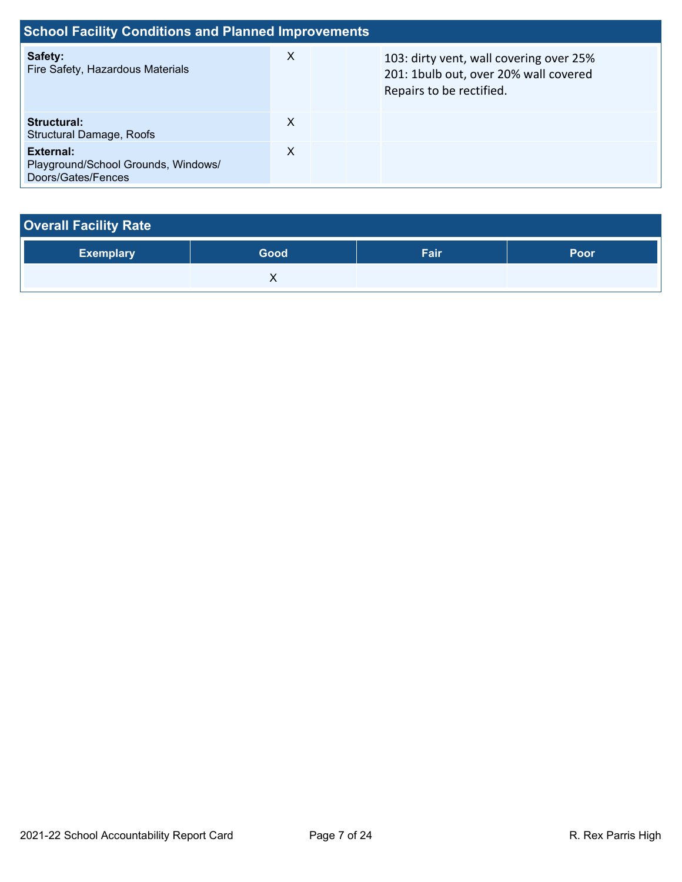## School Facility Conditions and Planned Improvements

| | | | | |
|---|---|---|---|---|
| **Safety:** Fire Safety, Hazardous Materials | X | | | 103: dirty vent, wall covering over 25%<br>201: 1bulb out, over 20% wall covered<br>Repairs to be rectified. |
| **Structural:** Structural Damage, Roofs | X | | | |
| **External:** Playground/School Grounds, Windows/ Doors/Gates/Fences | X | | | |

## Overall Facility Rate

| Exemplary | Good | Fair | Poor |
|---|---|---|---|
| | X | | |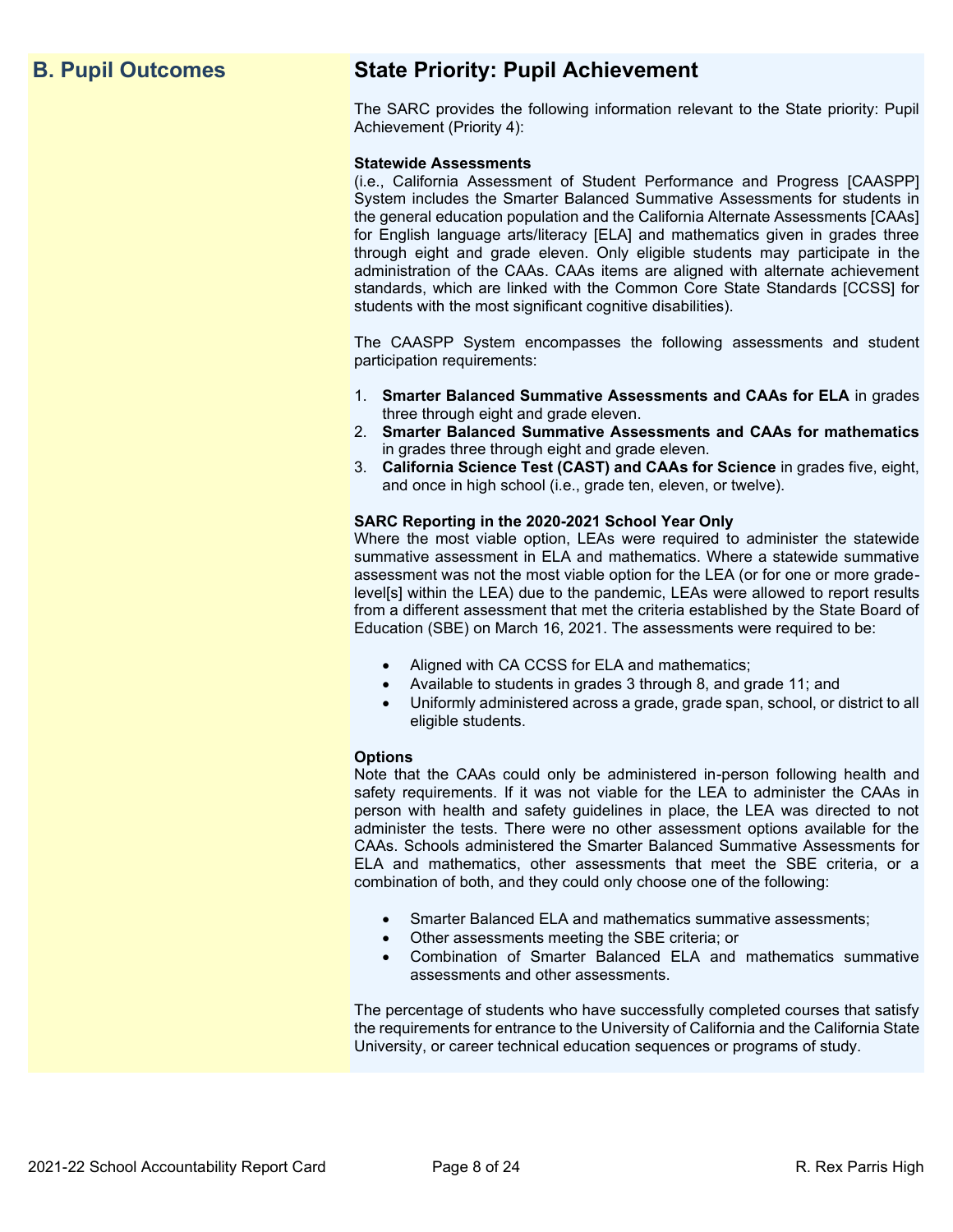## B. Pupil Outcomes

## State Priority: Pupil Achievement

The SARC provides the following information relevant to the State priority: Pupil Achievement (Priority 4):

**Statewide Assessments**
(i.e., California Assessment of Student Performance and Progress [CAASPP] System includes the Smarter Balanced Summative Assessments for students in the general education population and the California Alternate Assessments [CAAs] for English language arts/literacy [ELA] and mathematics given in grades three through eight and grade eleven. Only eligible students may participate in the administration of the CAAs. CAAs items are aligned with alternate achievement standards, which are linked with the Common Core State Standards [CCSS] for students with the most significant cognitive disabilities).

The CAASPP System encompasses the following assessments and student participation requirements:

1. **Smarter Balanced Summative Assessments and CAAs for ELA** in grades three through eight and grade eleven.
2. **Smarter Balanced Summative Assessments and CAAs for mathematics** in grades three through eight and grade eleven.
3. **California Science Test (CAST) and CAAs for Science** in grades five, eight, and once in high school (i.e., grade ten, eleven, or twelve).

**SARC Reporting in the 2020-2021 School Year Only**
Where the most viable option, LEAs were required to administer the statewide summative assessment in ELA and mathematics. Where a statewide summative assessment was not the most viable option for the LEA (or for one or more grade-level[s] within the LEA) due to the pandemic, LEAs were allowed to report results from a different assessment that met the criteria established by the State Board of Education (SBE) on March 16, 2021. The assessments were required to be:

- Aligned with CA CCSS for ELA and mathematics;
- Available to students in grades 3 through 8, and grade 11; and
- Uniformly administered across a grade, grade span, school, or district to all eligible students.

**Options**
Note that the CAAs could only be administered in-person following health and safety requirements. If it was not viable for the LEA to administer the CAAs in person with health and safety guidelines in place, the LEA was directed to not administer the tests. There were no other assessment options available for the CAAs. Schools administered the Smarter Balanced Summative Assessments for ELA and mathematics, other assessments that meet the SBE criteria, or a combination of both, and they could only choose one of the following:

- Smarter Balanced ELA and mathematics summative assessments;
- Other assessments meeting the SBE criteria; or
- Combination of Smarter Balanced ELA and mathematics summative assessments and other assessments.

The percentage of students who have successfully completed courses that satisfy the requirements for entrance to the University of California and the California State University, or career technical education sequences or programs of study.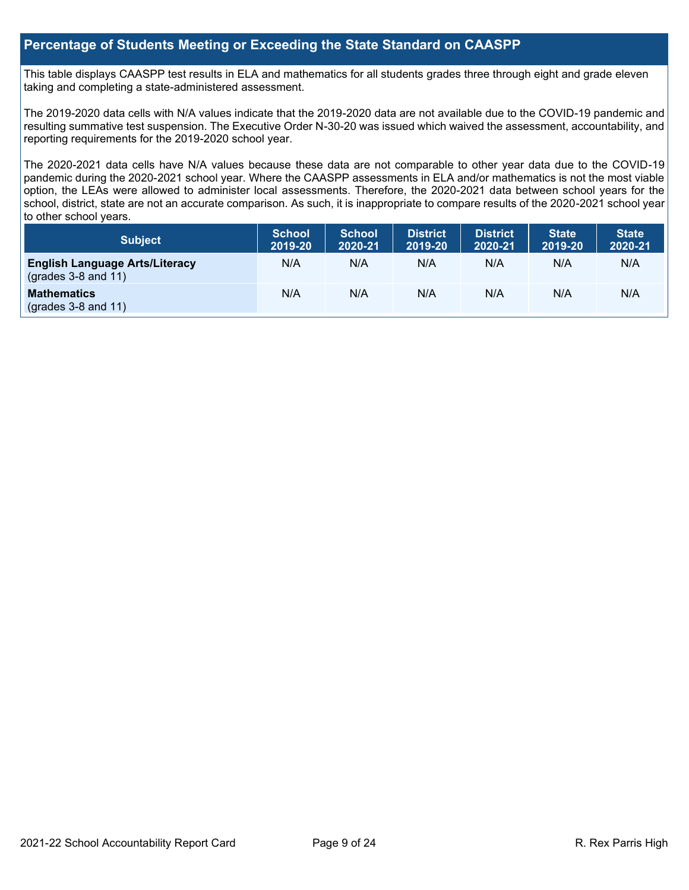## Percentage of Students Meeting or Exceeding the State Standard on CAASPP

This table displays CAASPP test results in ELA and mathematics for all students grades three through eight and grade eleven taking and completing a state-administered assessment.

The 2019-2020 data cells with N/A values indicate that the 2019-2020 data are not available due to the COVID-19 pandemic and resulting summative test suspension. The Executive Order N-30-20 was issued which waived the assessment, accountability, and reporting requirements for the 2019-2020 school year.

The 2020-2021 data cells have N/A values because these data are not comparable to other year data due to the COVID-19 pandemic during the 2020-2021 school year. Where the CAASPP assessments in ELA and/or mathematics is not the most viable option, the LEAs were allowed to administer local assessments. Therefore, the 2020-2021 data between school years for the school, district, state are not an accurate comparison. As such, it is inappropriate to compare results of the 2020-2021 school year to other school years.

| Subject | School 2019-20 | School 2020-21 | District 2019-20 | District 2020-21 | State 2019-20 | State 2020-21 |
|---|---|---|---|---|---|---|
| **English Language Arts/Literacy** (grades 3-8 and 11) | N/A | N/A | N/A | N/A | N/A | N/A |
| **Mathematics** (grades 3-8 and 11) | N/A | N/A | N/A | N/A | N/A | N/A |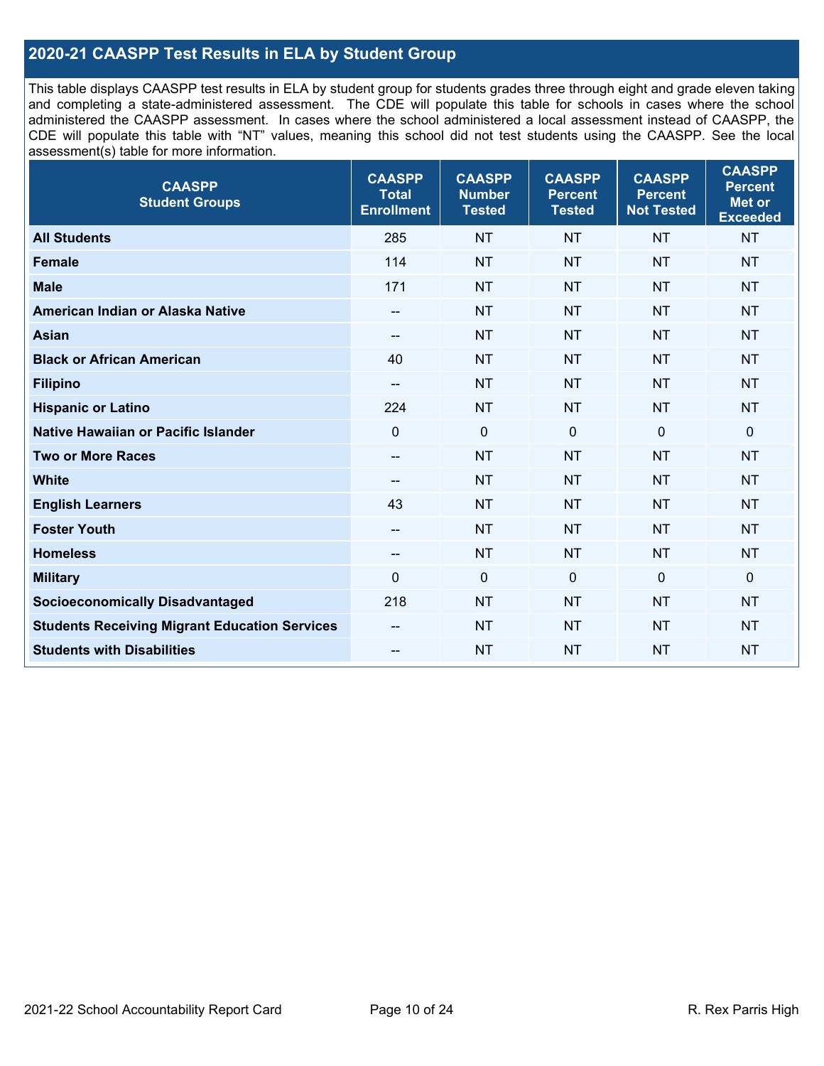## 2020-21 CAASPP Test Results in ELA by Student Group

This table displays CAASPP test results in ELA by student group for students grades three through eight and grade eleven taking and completing a state-administered assessment. The CDE will populate this table for schools in cases where the school administered the CAASPP assessment. In cases where the school administered a local assessment instead of CAASPP, the CDE will populate this table with "NT" values, meaning this school did not test students using the CAASPP. See the local assessment(s) table for more information.

| CAASPP Student Groups | CAASPP Total Enrollment | CAASPP Number Tested | CAASPP Percent Tested | CAASPP Percent Not Tested | CAASPP Percent Met or Exceeded |
|---|---|---|---|---|---|
| **All Students** | 285 | NT | NT | NT | NT |
| **Female** | 114 | NT | NT | NT | NT |
| **Male** | 171 | NT | NT | NT | NT |
| **American Indian or Alaska Native** | -- | NT | NT | NT | NT |
| **Asian** | -- | NT | NT | NT | NT |
| **Black or African American** | 40 | NT | NT | NT | NT |
| **Filipino** | -- | NT | NT | NT | NT |
| **Hispanic or Latino** | 224 | NT | NT | NT | NT |
| **Native Hawaiian or Pacific Islander** | 0 | 0 | 0 | 0 | 0 |
| **Two or More Races** | -- | NT | NT | NT | NT |
| **White** | -- | NT | NT | NT | NT |
| **English Learners** | 43 | NT | NT | NT | NT |
| **Foster Youth** | -- | NT | NT | NT | NT |
| **Homeless** | -- | NT | NT | NT | NT |
| **Military** | 0 | 0 | 0 | 0 | 0 |
| **Socioeconomically Disadvantaged** | 218 | NT | NT | NT | NT |
| **Students Receiving Migrant Education Services** | -- | NT | NT | NT | NT |
| **Students with Disabilities** | -- | NT | NT | NT | NT |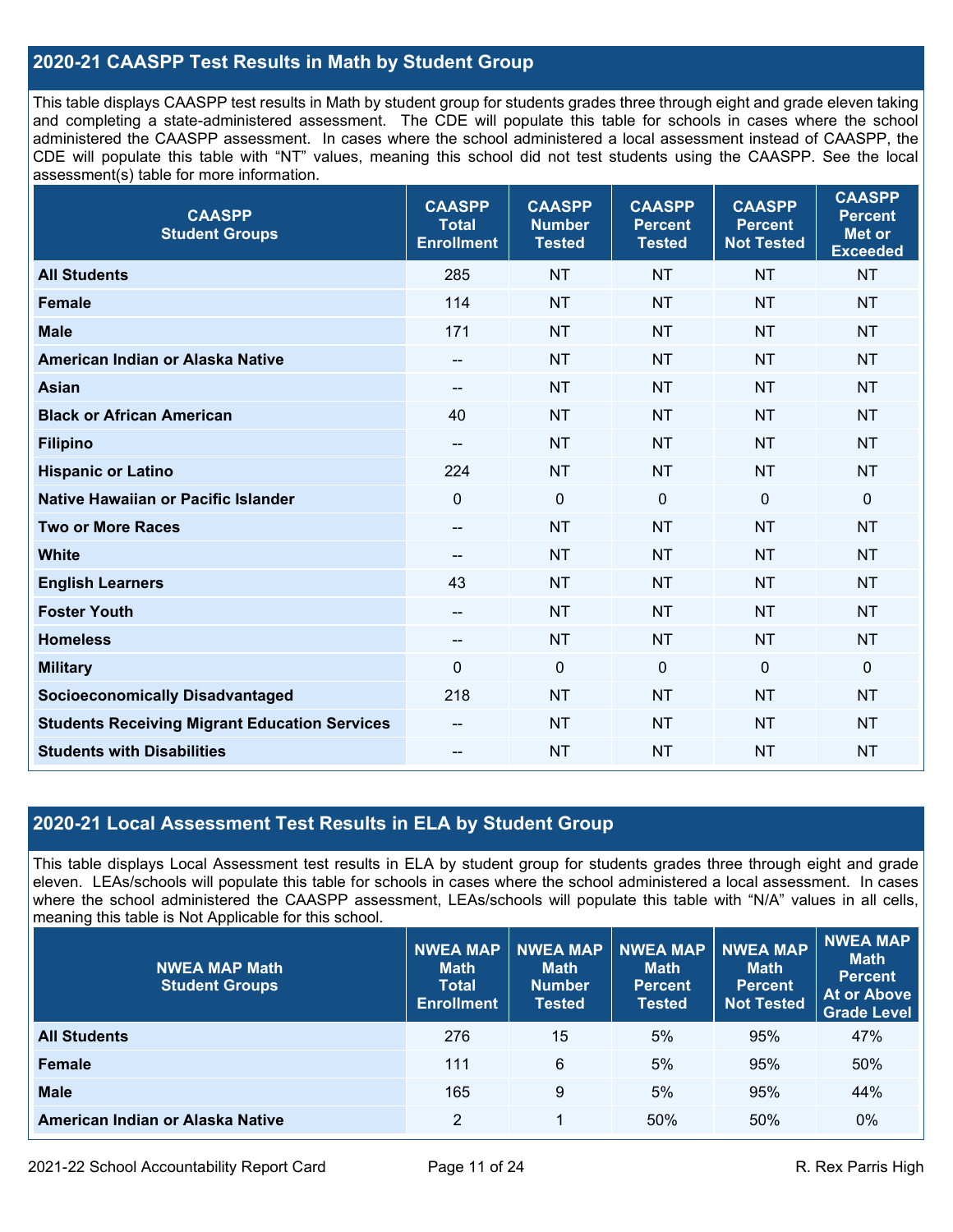## 2020-21 CAASPP Test Results in Math by Student Group

This table displays CAASPP test results in Math by student group for students grades three through eight and grade eleven taking and completing a state-administered assessment. The CDE will populate this table for schools in cases where the school administered the CAASPP assessment. In cases where the school administered a local assessment instead of CAASPP, the CDE will populate this table with "NT" values, meaning this school did not test students using the CAASPP. See the local assessment(s) table for more information.

| CAASPP Student Groups | CAASPP Total Enrollment | CAASPP Number Tested | CAASPP Percent Tested | CAASPP Percent Not Tested | CAASPP Percent Met or Exceeded |
|---|---|---|---|---|---|
| All Students | 285 | NT | NT | NT | NT |
| Female | 114 | NT | NT | NT | NT |
| Male | 171 | NT | NT | NT | NT |
| American Indian or Alaska Native | -- | NT | NT | NT | NT |
| Asian | -- | NT | NT | NT | NT |
| Black or African American | 40 | NT | NT | NT | NT |
| Filipino | -- | NT | NT | NT | NT |
| Hispanic or Latino | 224 | NT | NT | NT | NT |
| Native Hawaiian or Pacific Islander | 0 | 0 | 0 | 0 | 0 |
| Two or More Races | -- | NT | NT | NT | NT |
| White | -- | NT | NT | NT | NT |
| English Learners | 43 | NT | NT | NT | NT |
| Foster Youth | -- | NT | NT | NT | NT |
| Homeless | -- | NT | NT | NT | NT |
| Military | 0 | 0 | 0 | 0 | 0 |
| Socioeconomically Disadvantaged | 218 | NT | NT | NT | NT |
| Students Receiving Migrant Education Services | -- | NT | NT | NT | NT |
| Students with Disabilities | -- | NT | NT | NT | NT |

## 2020-21 Local Assessment Test Results in ELA by Student Group

This table displays Local Assessment test results in ELA by student group for students grades three through eight and grade eleven. LEAs/schools will populate this table for schools in cases where the school administered a local assessment. In cases where the school administered the CAASPP assessment, LEAs/schools will populate this table with "N/A" values in all cells, meaning this table is Not Applicable for this school.

| NWEA MAP Math Student Groups | NWEA MAP Math Total Enrollment | NWEA MAP Math Number Tested | NWEA MAP Math Percent Tested | NWEA MAP Math Percent Not Tested | NWEA MAP Math Percent At or Above Grade Level |
|---|---|---|---|---|---|
| All Students | 276 | 15 | 5% | 95% | 47% |
| Female | 111 | 6 | 5% | 95% | 50% |
| Male | 165 | 9 | 5% | 95% | 44% |
| American Indian or Alaska Native | 2 | 1 | 50% | 50% | 0% |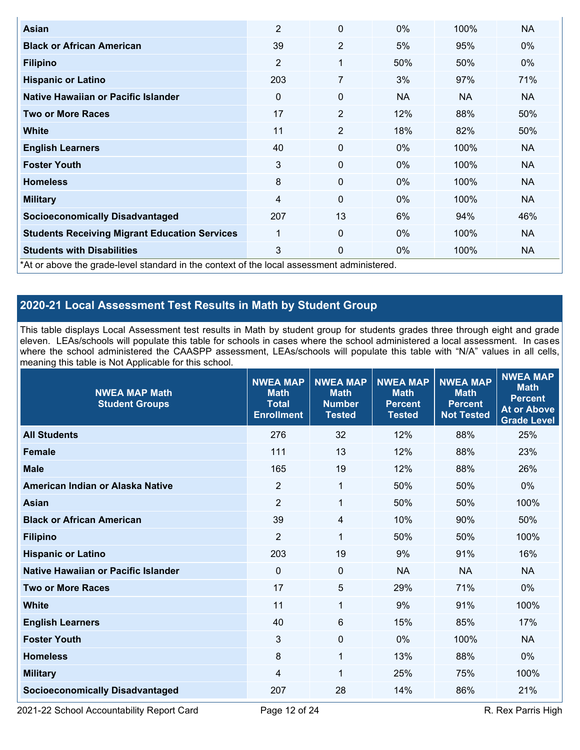| | | | | | |
|---|---|---|---|---|---|
| **Asian** | 2 | 0 | 0% | 100% | NA |
| **Black or African American** | 39 | 2 | 5% | 95% | 0% |
| **Filipino** | 2 | 1 | 50% | 50% | 0% |
| **Hispanic or Latino** | 203 | 7 | 3% | 97% | 71% |
| **Native Hawaiian or Pacific Islander** | 0 | 0 | NA | NA | NA |
| **Two or More Races** | 17 | 2 | 12% | 88% | 50% |
| **White** | 11 | 2 | 18% | 82% | 50% |
| **English Learners** | 40 | 0 | 0% | 100% | NA |
| **Foster Youth** | 3 | 0 | 0% | 100% | NA |
| **Homeless** | 8 | 0 | 0% | 100% | NA |
| **Military** | 4 | 0 | 0% | 100% | NA |
| **Socioeconomically Disadvantaged** | 207 | 13 | 6% | 94% | 46% |
| **Students Receiving Migrant Education Services** | 1 | 0 | 0% | 100% | NA |
| **Students with Disabilities** | 3 | 0 | 0% | 100% | NA |

*At or above the grade-level standard in the context of the local assessment administered.

## 2020-21 Local Assessment Test Results in Math by Student Group

This table displays Local Assessment test results in Math by student group for students grades three through eight and grade eleven. LEAs/schools will populate this table for schools in cases where the school administered a local assessment. In cases where the school administered the CAASPP assessment, LEAs/schools will populate this table with "N/A" values in all cells, meaning this table is Not Applicable for this school.

| NWEA MAP Math Student Groups | NWEA MAP Math Total Enrollment | NWEA MAP Math Number Tested | NWEA MAP Math Percent Tested | NWEA MAP Math Percent Not Tested | NWEA MAP Math Percent At or Above Grade Level |
|---|---|---|---|---|---|
| **All Students** | 276 | 32 | 12% | 88% | 25% |
| **Female** | 111 | 13 | 12% | 88% | 23% |
| **Male** | 165 | 19 | 12% | 88% | 26% |
| **American Indian or Alaska Native** | 2 | 1 | 50% | 50% | 0% |
| **Asian** | 2 | 1 | 50% | 50% | 100% |
| **Black or African American** | 39 | 4 | 10% | 90% | 50% |
| **Filipino** | 2 | 1 | 50% | 50% | 100% |
| **Hispanic or Latino** | 203 | 19 | 9% | 91% | 16% |
| **Native Hawaiian or Pacific Islander** | 0 | 0 | NA | NA | NA |
| **Two or More Races** | 17 | 5 | 29% | 71% | 0% |
| **White** | 11 | 1 | 9% | 91% | 100% |
| **English Learners** | 40 | 6 | 15% | 85% | 17% |
| **Foster Youth** | 3 | 0 | 0% | 100% | NA |
| **Homeless** | 8 | 1 | 13% | 88% | 0% |
| **Military** | 4 | 1 | 25% | 75% | 100% |
| **Socioeconomically Disadvantaged** | 207 | 28 | 14% | 86% | 21% |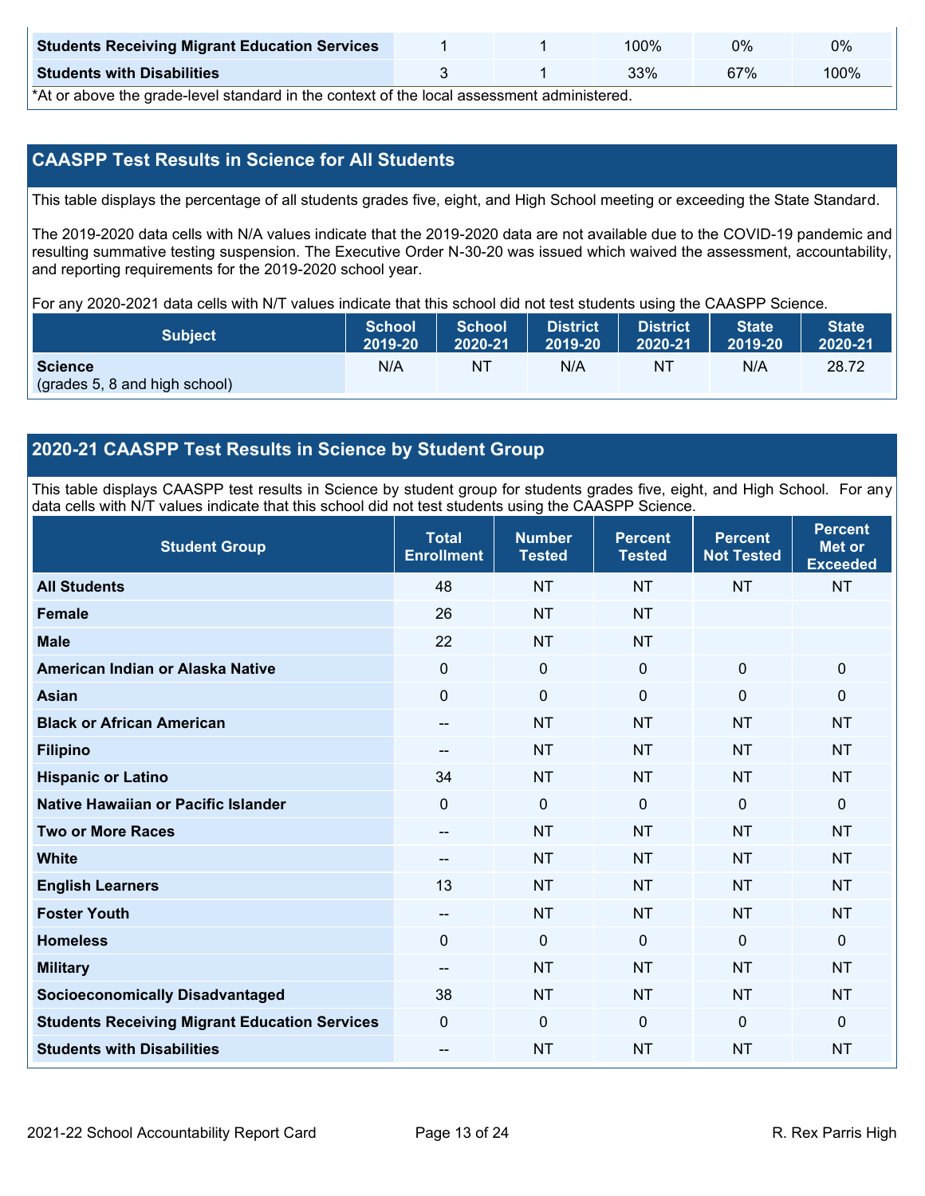| Students Receiving Migrant Education Services | 1 | 1 | 100% | 0% | 0% |
|---|---|---|---|---|---|
| **Students with Disabilities** | 3 | 1 | 33% | 67% | 100% |

*At or above the grade-level standard in the context of the local assessment administered.

## CAASPP Test Results in Science for All Students

This table displays the percentage of all students grades five, eight, and High School meeting or exceeding the State Standard.

The 2019-2020 data cells with N/A values indicate that the 2019-2020 data are not available due to the COVID-19 pandemic and resulting summative testing suspension. The Executive Order N-30-20 was issued which waived the assessment, accountability, and reporting requirements for the 2019-2020 school year.

For any 2020-2021 data cells with N/T values indicate that this school did not test students using the CAASPP Science.

| Subject | School 2019-20 | School 2020-21 | District 2019-20 | District 2020-21 | State 2019-20 | State 2020-21 |
|---|---|---|---|---|---|---|
| **Science** (grades 5, 8 and high school) | N/A | NT | N/A | NT | N/A | 28.72 |

## 2020-21 CAASPP Test Results in Science by Student Group

This table displays CAASPP test results in Science by student group for students grades five, eight, and High School. For any data cells with N/T values indicate that this school did not test students using the CAASPP Science.

| Student Group | Total Enrollment | Number Tested | Percent Tested | Percent Not Tested | Percent Met or Exceeded |
|---|---|---|---|---|---|
| **All Students** | 48 | NT | NT | NT | NT |
| **Female** | 26 | NT | NT | | |
| **Male** | 22 | NT | NT | | |
| **American Indian or Alaska Native** | 0 | 0 | 0 | 0 | 0 |
| **Asian** | 0 | 0 | 0 | 0 | 0 |
| **Black or African American** | -- | NT | NT | NT | NT |
| **Filipino** | -- | NT | NT | NT | NT |
| **Hispanic or Latino** | 34 | NT | NT | NT | NT |
| **Native Hawaiian or Pacific Islander** | 0 | 0 | 0 | 0 | 0 |
| **Two or More Races** | -- | NT | NT | NT | NT |
| **White** | -- | NT | NT | NT | NT |
| **English Learners** | 13 | NT | NT | NT | NT |
| **Foster Youth** | -- | NT | NT | NT | NT |
| **Homeless** | 0 | 0 | 0 | 0 | 0 |
| **Military** | -- | NT | NT | NT | NT |
| **Socioeconomically Disadvantaged** | 38 | NT | NT | NT | NT |
| **Students Receiving Migrant Education Services** | 0 | 0 | 0 | 0 | 0 |
| **Students with Disabilities** | -- | NT | NT | NT | NT |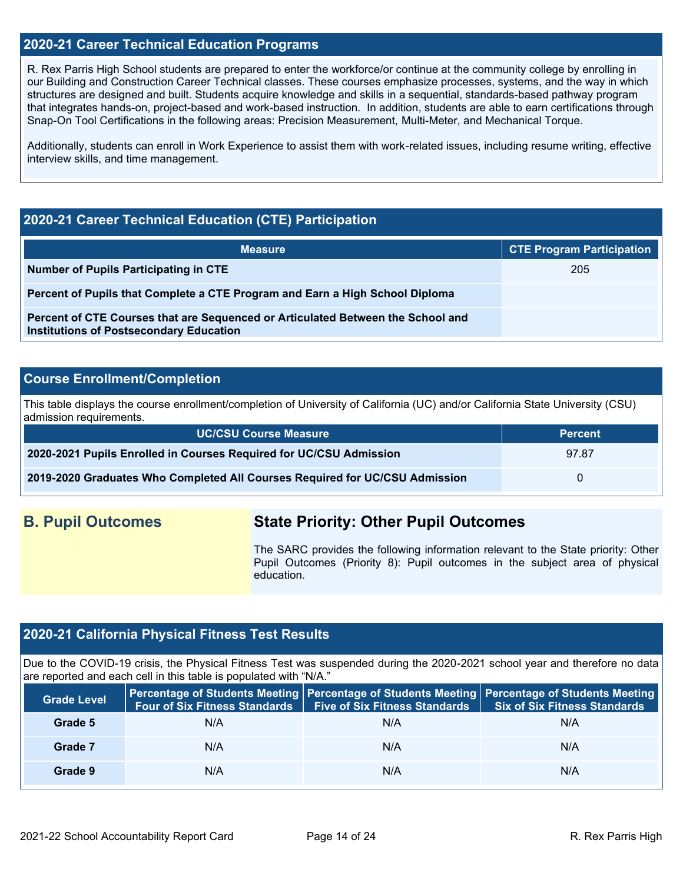## 2020-21 Career Technical Education Programs

R. Rex Parris High School students are prepared to enter the workforce/or continue at the community college by enrolling in our Building and Construction Career Technical classes. These courses emphasize processes, systems, and the way in which structures are designed and built. Students acquire knowledge and skills in a sequential, standards-based pathway program that integrates hands-on, project-based and work-based instruction. In addition, students are able to earn certifications through Snap-On Tool Certifications in the following areas: Precision Measurement, Multi-Meter, and Mechanical Torque.

Additionally, students can enroll in Work Experience to assist them with work-related issues, including resume writing, effective interview skills, and time management.

## 2020-21 Career Technical Education (CTE) Participation

| Measure | CTE Program Participation |
|---|---|
| **Number of Pupils Participating in CTE** | 205 |
| **Percent of Pupils that Complete a CTE Program and Earn a High School Diploma** | |
| **Percent of CTE Courses that are Sequenced or Articulated Between the School and Institutions of Postsecondary Education** | |

## Course Enrollment/Completion

This table displays the course enrollment/completion of University of California (UC) and/or California State University (CSU) admission requirements.

| UC/CSU Course Measure | Percent |
|---|---|
| **2020-2021 Pupils Enrolled in Courses Required for UC/CSU Admission** | 97.87 |
| **2019-2020 Graduates Who Completed All Courses Required for UC/CSU Admission** | 0 |

## B. Pupil Outcomes

### State Priority: Other Pupil Outcomes

The SARC provides the following information relevant to the State priority: Other Pupil Outcomes (Priority 8): Pupil outcomes in the subject area of physical education.

## 2020-21 California Physical Fitness Test Results

Due to the COVID-19 crisis, the Physical Fitness Test was suspended during the 2020-2021 school year and therefore no data are reported and each cell in this table is populated with "N/A."

| Grade Level | Percentage of Students Meeting Four of Six Fitness Standards | Percentage of Students Meeting Five of Six Fitness Standards | Percentage of Students Meeting Six of Six Fitness Standards |
|---|---|---|---|
| **Grade 5** | N/A | N/A | N/A |
| **Grade 7** | N/A | N/A | N/A |
| **Grade 9** | N/A | N/A | N/A |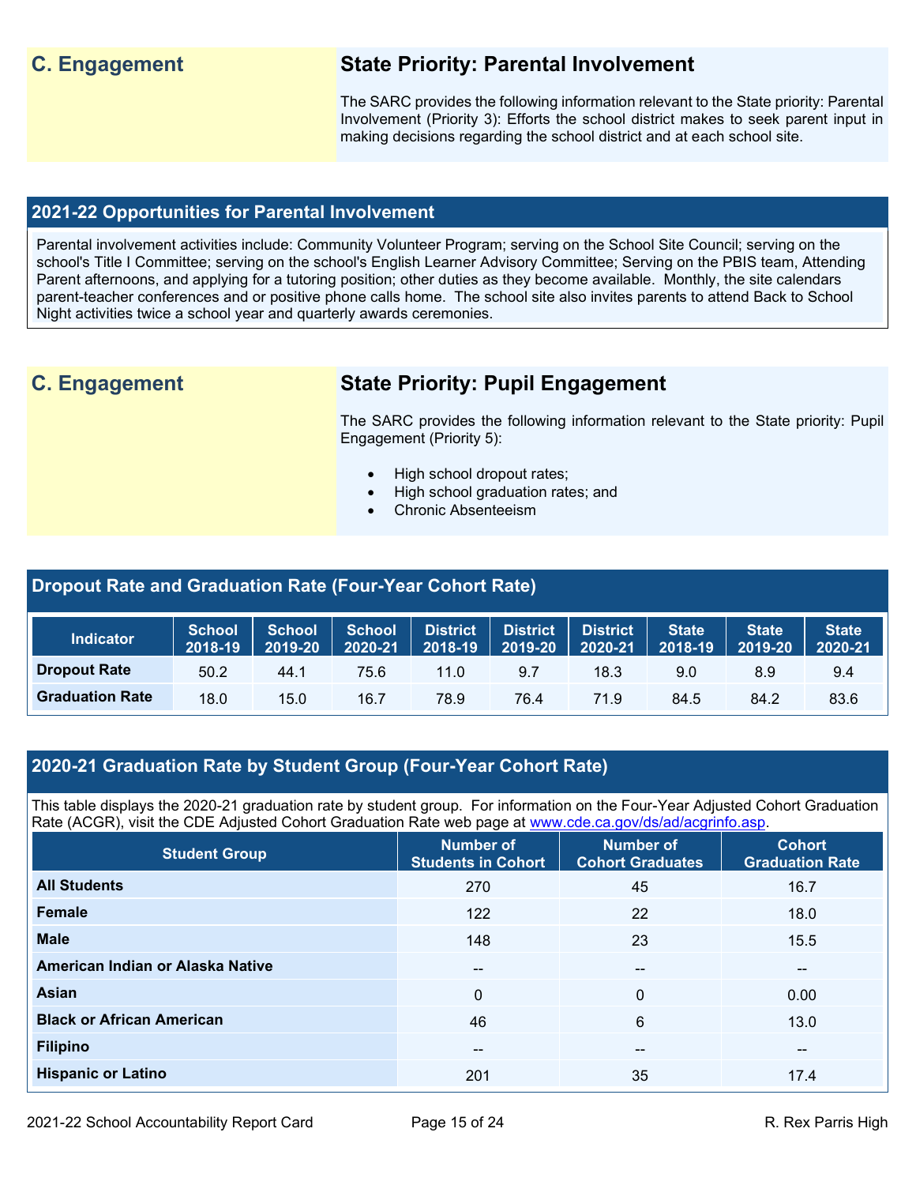## C. Engagement

### State Priority: Parental Involvement

The SARC provides the following information relevant to the State priority: Parental Involvement (Priority 3): Efforts the school district makes to seek parent input in making decisions regarding the school district and at each school site.

### 2021-22 Opportunities for Parental Involvement

Parental involvement activities include: Community Volunteer Program; serving on the School Site Council; serving on the school's Title I Committee; serving on the school's English Learner Advisory Committee; Serving on the PBIS team, Attending Parent afternoons, and applying for a tutoring position; other duties as they become available. Monthly, the site calendars parent-teacher conferences and or positive phone calls home. The school site also invites parents to attend Back to School Night activities twice a school year and quarterly awards ceremonies.

## C. Engagement

### State Priority: Pupil Engagement

The SARC provides the following information relevant to the State priority: Pupil Engagement (Priority 5):

- High school dropout rates;
- High school graduation rates; and
- Chronic Absenteeism

### Dropout Rate and Graduation Rate (Four-Year Cohort Rate)

| Indicator | School 2018-19 | School 2019-20 | School 2020-21 | District 2018-19 | District 2019-20 | District 2020-21 | State 2018-19 | State 2019-20 | State 2020-21 |
|---|---|---|---|---|---|---|---|---|---|
| **Dropout Rate** | 50.2 | 44.1 | 75.6 | 11.0 | 9.7 | 18.3 | 9.0 | 8.9 | 9.4 |
| **Graduation Rate** | 18.0 | 15.0 | 16.7 | 78.9 | 76.4 | 71.9 | 84.5 | 84.2 | 83.6 |

### 2020-21 Graduation Rate by Student Group (Four-Year Cohort Rate)

This table displays the 2020-21 graduation rate by student group. For information on the Four-Year Adjusted Cohort Graduation Rate (ACGR), visit the CDE Adjusted Cohort Graduation Rate web page at www.cde.ca.gov/ds/ad/acgrinfo.asp.

| Student Group | Number of Students in Cohort | Number of Cohort Graduates | Cohort Graduation Rate |
|---|---|---|---|
| **All Students** | 270 | 45 | 16.7 |
| **Female** | 122 | 22 | 18.0 |
| **Male** | 148 | 23 | 15.5 |
| **American Indian or Alaska Native** | -- | -- | -- |
| **Asian** | 0 | 0 | 0.00 |
| **Black or African American** | 46 | 6 | 13.0 |
| **Filipino** | -- | -- | -- |
| **Hispanic or Latino** | 201 | 35 | 17.4 |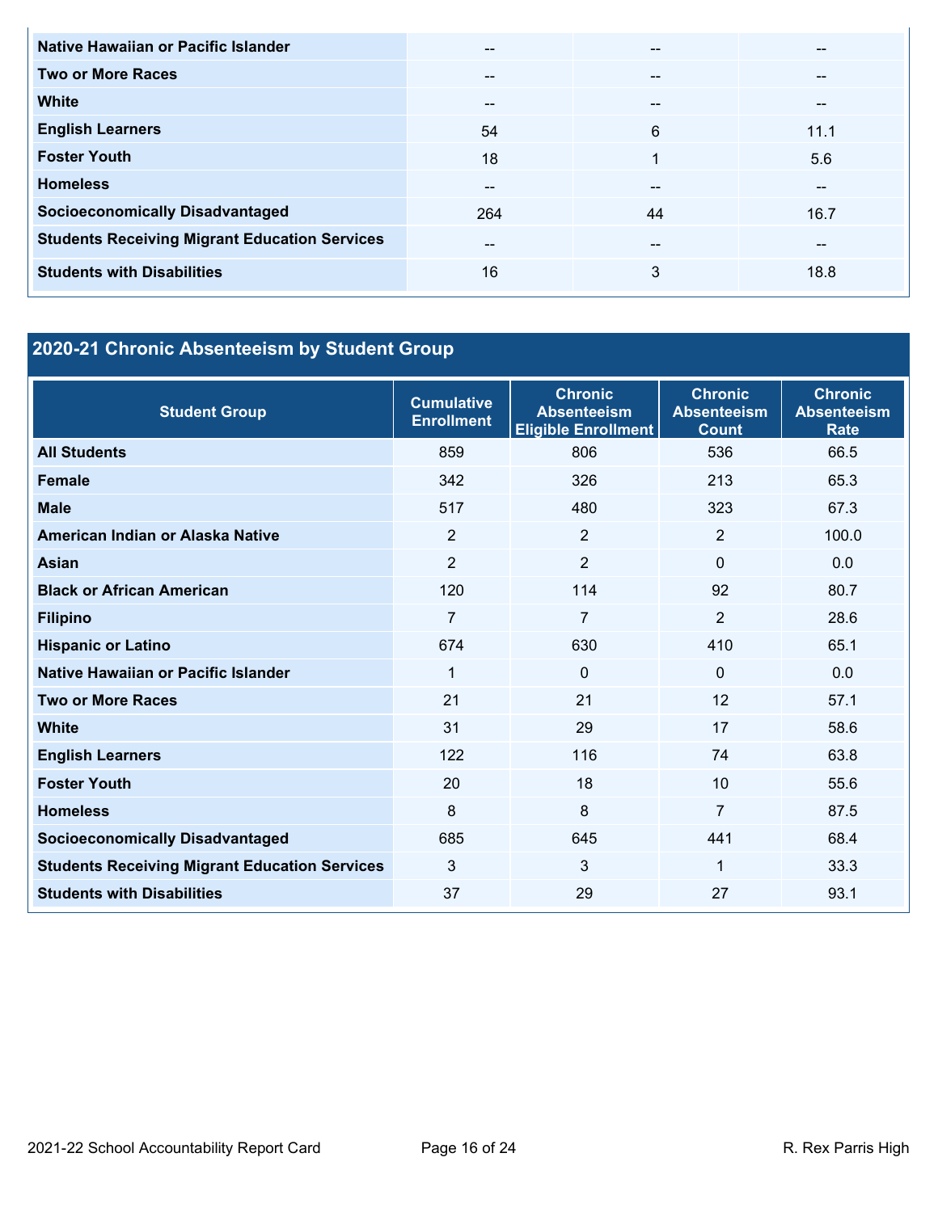| | | | |
|---|---|---|---|
| **Native Hawaiian or Pacific Islander** | -- | -- | -- |
| **Two or More Races** | -- | -- | -- |
| **White** | -- | -- | -- |
| **English Learners** | 54 | 6 | 11.1 |
| **Foster Youth** | 18 | 1 | 5.6 |
| **Homeless** | -- | -- | -- |
| **Socioeconomically Disadvantaged** | 264 | 44 | 16.7 |
| **Students Receiving Migrant Education Services** | -- | -- | -- |
| **Students with Disabilities** | 16 | 3 | 18.8 |

## 2020-21 Chronic Absenteeism by Student Group

| Student Group | Cumulative Enrollment | Chronic Absenteeism Eligible Enrollment | Chronic Absenteeism Count | Chronic Absenteeism Rate |
|---|---|---|---|---|
| **All Students** | 859 | 806 | 536 | 66.5 |
| **Female** | 342 | 326 | 213 | 65.3 |
| **Male** | 517 | 480 | 323 | 67.3 |
| **American Indian or Alaska Native** | 2 | 2 | 2 | 100.0 |
| **Asian** | 2 | 2 | 0 | 0.0 |
| **Black or African American** | 120 | 114 | 92 | 80.7 |
| **Filipino** | 7 | 7 | 2 | 28.6 |
| **Hispanic or Latino** | 674 | 630 | 410 | 65.1 |
| **Native Hawaiian or Pacific Islander** | 1 | 0 | 0 | 0.0 |
| **Two or More Races** | 21 | 21 | 12 | 57.1 |
| **White** | 31 | 29 | 17 | 58.6 |
| **English Learners** | 122 | 116 | 74 | 63.8 |
| **Foster Youth** | 20 | 18 | 10 | 55.6 |
| **Homeless** | 8 | 8 | 7 | 87.5 |
| **Socioeconomically Disadvantaged** | 685 | 645 | 441 | 68.4 |
| **Students Receiving Migrant Education Services** | 3 | 3 | 1 | 33.3 |
| **Students with Disabilities** | 37 | 29 | 27 | 93.1 |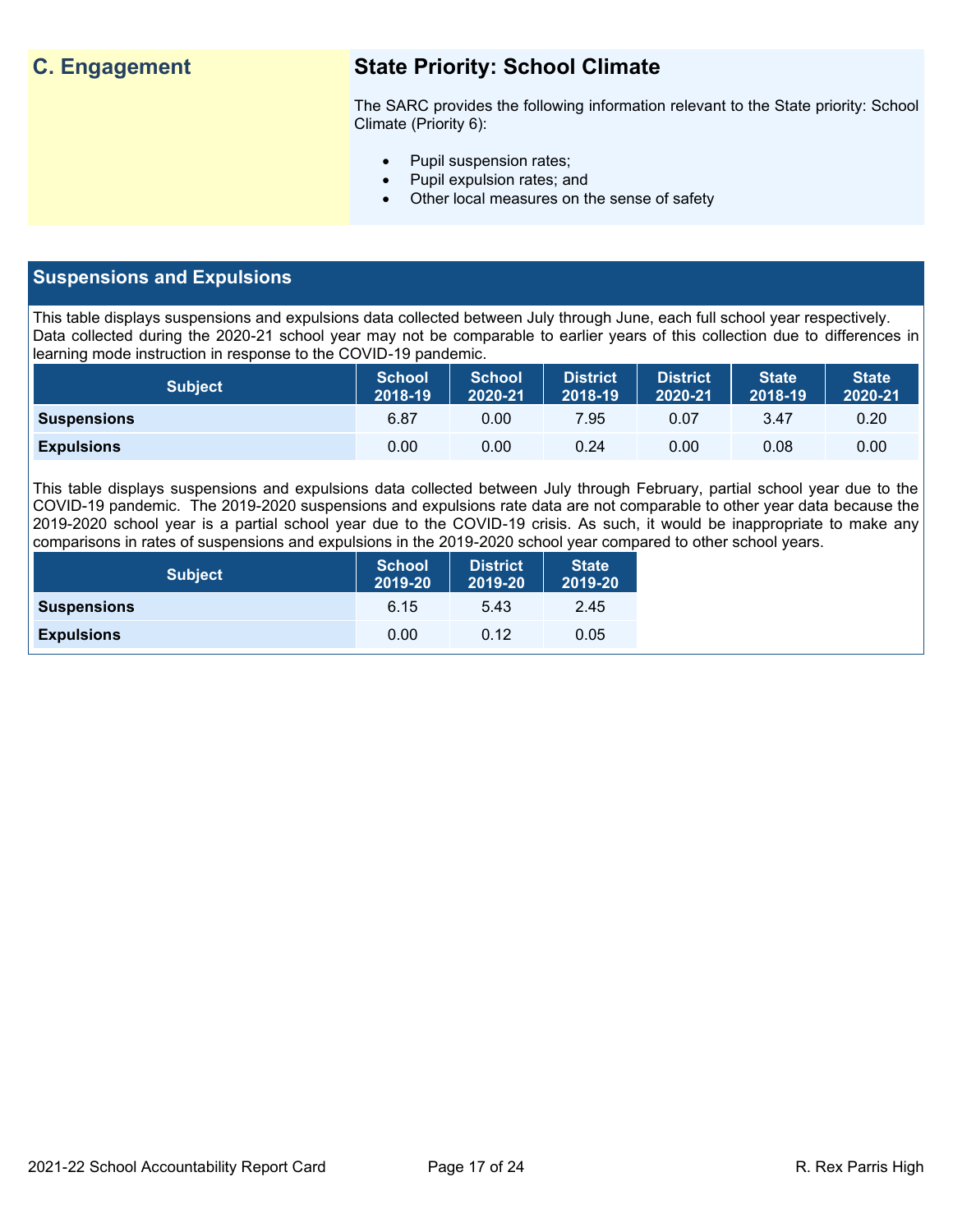## C. Engagement

### State Priority: School Climate

The SARC provides the following information relevant to the State priority: School Climate (Priority 6):

- Pupil suspension rates;
- Pupil expulsion rates; and
- Other local measures on the sense of safety

### Suspensions and Expulsions

This table displays suspensions and expulsions data collected between July through June, each full school year respectively. Data collected during the 2020-21 school year may not be comparable to earlier years of this collection due to differences in learning mode instruction in response to the COVID-19 pandemic.

| Subject | School 2018-19 | School 2020-21 | District 2018-19 | District 2020-21 | State 2018-19 | State 2020-21 |
|---|---|---|---|---|---|---|
| **Suspensions** | 6.87 | 0.00 | 7.95 | 0.07 | 3.47 | 0.20 |
| **Expulsions** | 0.00 | 0.00 | 0.24 | 0.00 | 0.08 | 0.00 |

This table displays suspensions and expulsions data collected between July through February, partial school year due to the COVID-19 pandemic. The 2019-2020 suspensions and expulsions rate data are not comparable to other year data because the 2019-2020 school year is a partial school year due to the COVID-19 crisis. As such, it would be inappropriate to make any comparisons in rates of suspensions and expulsions in the 2019-2020 school year compared to other school years.

| Subject | School 2019-20 | District 2019-20 | State 2019-20 |
|---|---|---|---|
| **Suspensions** | 6.15 | 5.43 | 2.45 |
| **Expulsions** | 0.00 | 0.12 | 0.05 |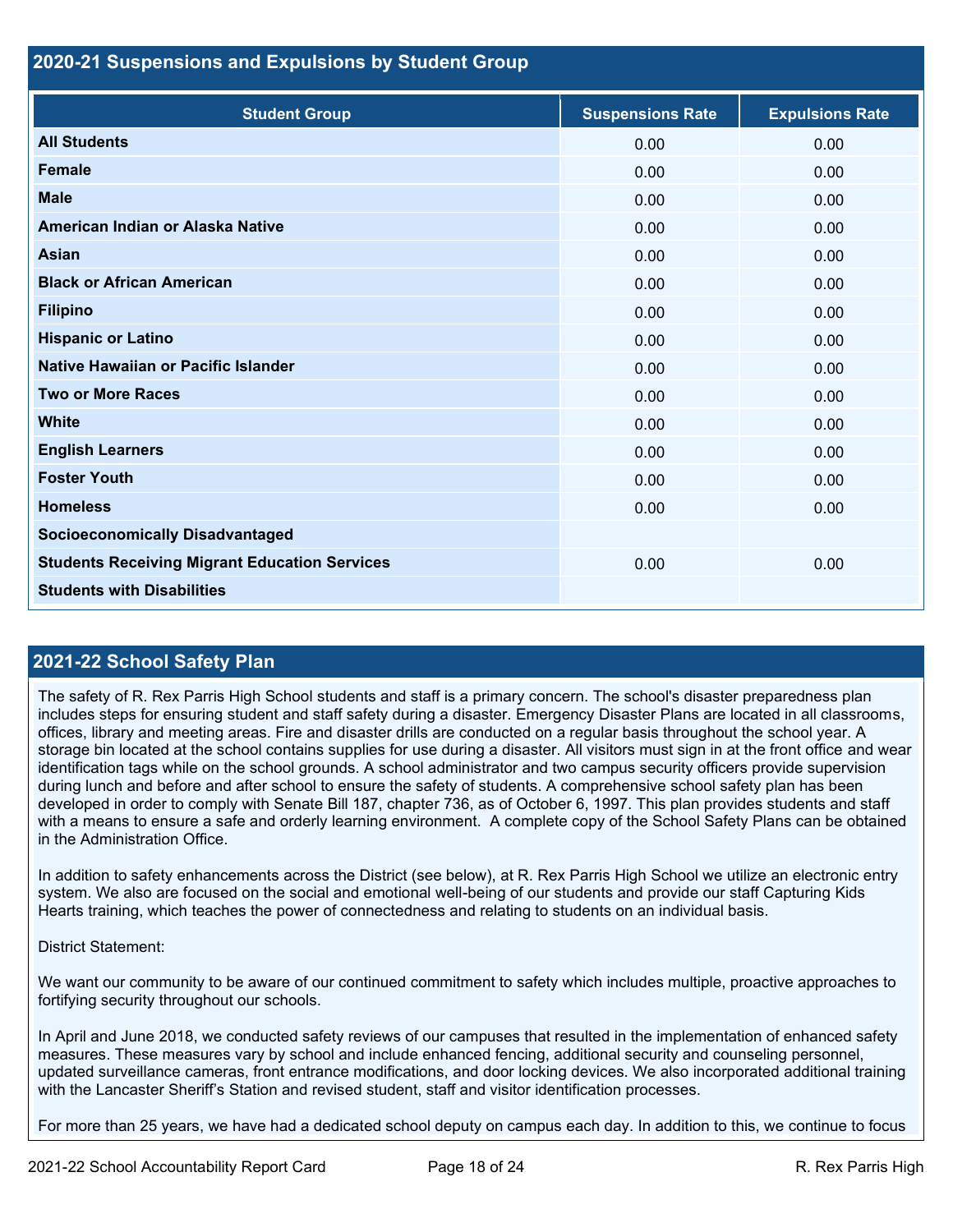## 2020-21 Suspensions and Expulsions by Student Group

| Student Group | Suspensions Rate | Expulsions Rate |
|---|---|---|
| **All Students** | 0.00 | 0.00 |
| **Female** | 0.00 | 0.00 |
| **Male** | 0.00 | 0.00 |
| **American Indian or Alaska Native** | 0.00 | 0.00 |
| **Asian** | 0.00 | 0.00 |
| **Black or African American** | 0.00 | 0.00 |
| **Filipino** | 0.00 | 0.00 |
| **Hispanic or Latino** | 0.00 | 0.00 |
| **Native Hawaiian or Pacific Islander** | 0.00 | 0.00 |
| **Two or More Races** | 0.00 | 0.00 |
| **White** | 0.00 | 0.00 |
| **English Learners** | 0.00 | 0.00 |
| **Foster Youth** | 0.00 | 0.00 |
| **Homeless** | 0.00 | 0.00 |
| **Socioeconomically Disadvantaged** | | |
| **Students Receiving Migrant Education Services** | 0.00 | 0.00 |
| **Students with Disabilities** | | |

## 2021-22 School Safety Plan

The safety of R. Rex Parris High School students and staff is a primary concern. The school's disaster preparedness plan includes steps for ensuring student and staff safety during a disaster. Emergency Disaster Plans are located in all classrooms, offices, library and meeting areas. Fire and disaster drills are conducted on a regular basis throughout the school year. A storage bin located at the school contains supplies for use during a disaster. All visitors must sign in at the front office and wear identification tags while on the school grounds. A school administrator and two campus security officers provide supervision during lunch and before and after school to ensure the safety of students. A comprehensive school safety plan has been developed in order to comply with Senate Bill 187, chapter 736, as of October 6, 1997. This plan provides students and staff with a means to ensure a safe and orderly learning environment. A complete copy of the School Safety Plans can be obtained in the Administration Office.

In addition to safety enhancements across the District (see below), at R. Rex Parris High School we utilize an electronic entry system. We also are focused on the social and emotional well-being of our students and provide our staff Capturing Kids Hearts training, which teaches the power of connectedness and relating to students on an individual basis.

District Statement:

We want our community to be aware of our continued commitment to safety which includes multiple, proactive approaches to fortifying security throughout our schools.

In April and June 2018, we conducted safety reviews of our campuses that resulted in the implementation of enhanced safety measures. These measures vary by school and include enhanced fencing, additional security and counseling personnel, updated surveillance cameras, front entrance modifications, and door locking devices. We also incorporated additional training with the Lancaster Sheriff's Station and revised student, staff and visitor identification processes.

For more than 25 years, we have had a dedicated school deputy on campus each day. In addition to this, we continue to focus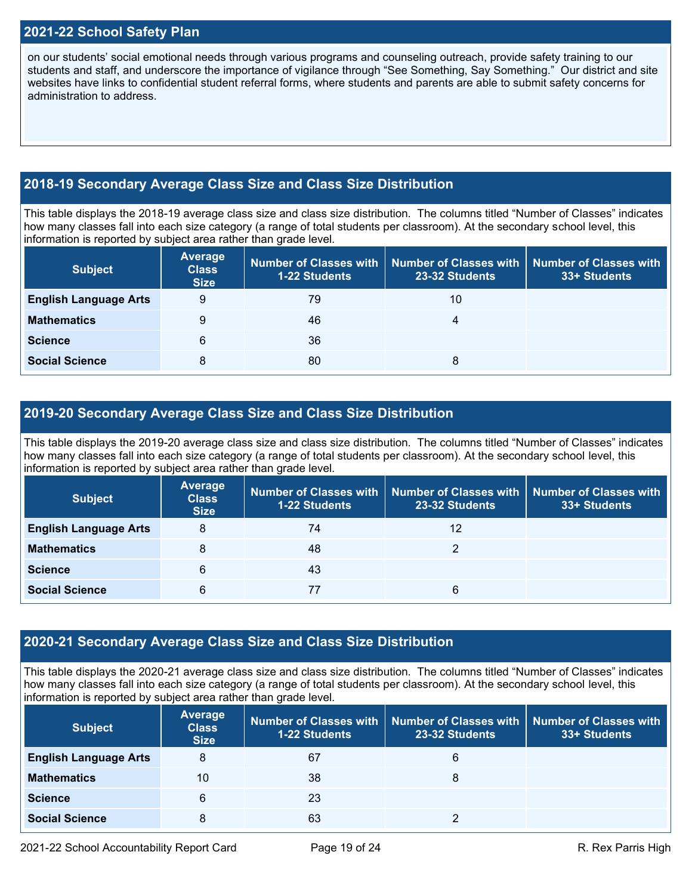## 2021-22 School Safety Plan

on our students' social emotional needs through various programs and counseling outreach, provide safety training to our students and staff, and underscore the importance of vigilance through "See Something, Say Something." Our district and site websites have links to confidential student referral forms, where students and parents are able to submit safety concerns for administration to address.

## 2018-19 Secondary Average Class Size and Class Size Distribution

This table displays the 2018-19 average class size and class size distribution. The columns titled "Number of Classes" indicates how many classes fall into each size category (a range of total students per classroom). At the secondary school level, this information is reported by subject area rather than grade level.

| Subject | Average Class Size | Number of Classes with 1-22 Students | Number of Classes with 23-32 Students | Number of Classes with 33+ Students |
|---|---|---|---|---|
| **English Language Arts** | 9 | 79 | 10 | |
| **Mathematics** | 9 | 46 | 4 | |
| **Science** | 6 | 36 | | |
| **Social Science** | 8 | 80 | 8 | |

## 2019-20 Secondary Average Class Size and Class Size Distribution

This table displays the 2019-20 average class size and class size distribution. The columns titled "Number of Classes" indicates how many classes fall into each size category (a range of total students per classroom). At the secondary school level, this information is reported by subject area rather than grade level.

| Subject | Average Class Size | Number of Classes with 1-22 Students | Number of Classes with 23-32 Students | Number of Classes with 33+ Students |
|---|---|---|---|---|
| **English Language Arts** | 8 | 74 | 12 | |
| **Mathematics** | 8 | 48 | 2 | |
| **Science** | 6 | 43 | | |
| **Social Science** | 6 | 77 | 6 | |

## 2020-21 Secondary Average Class Size and Class Size Distribution

This table displays the 2020-21 average class size and class size distribution. The columns titled "Number of Classes" indicates how many classes fall into each size category (a range of total students per classroom). At the secondary school level, this information is reported by subject area rather than grade level.

| Subject | Average Class Size | Number of Classes with 1-22 Students | Number of Classes with 23-32 Students | Number of Classes with 33+ Students |
|---|---|---|---|---|
| **English Language Arts** | 8 | 67 | 6 | |
| **Mathematics** | 10 | 38 | 8 | |
| **Science** | 6 | 23 | | |
| **Social Science** | 8 | 63 | 2 | |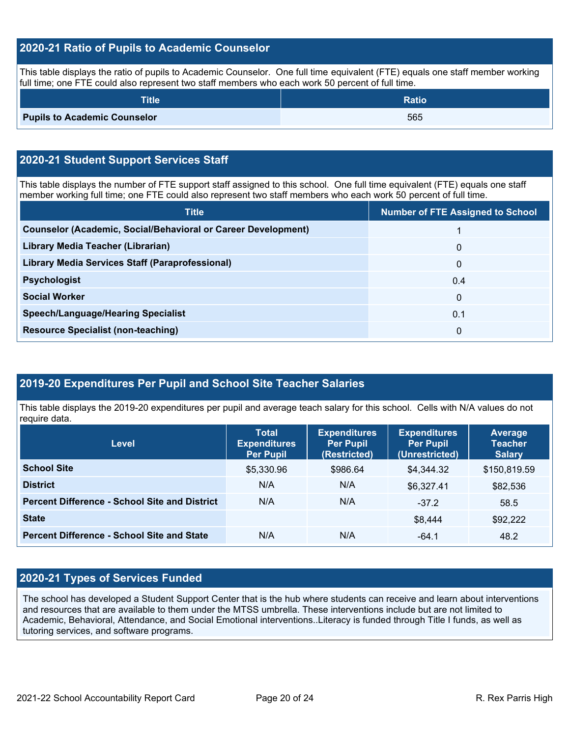## 2020-21 Ratio of Pupils to Academic Counselor

This table displays the ratio of pupils to Academic Counselor. One full time equivalent (FTE) equals one staff member working full time; one FTE could also represent two staff members who each work 50 percent of full time.

| Title | Ratio |
| --- | --- |
| **Pupils to Academic Counselor** | 565 |

## 2020-21 Student Support Services Staff

This table displays the number of FTE support staff assigned to this school. One full time equivalent (FTE) equals one staff member working full time; one FTE could also represent two staff members who each work 50 percent of full time.

| Title | Number of FTE Assigned to School |
| --- | --- |
| **Counselor (Academic, Social/Behavioral or Career Development)** | 1 |
| **Library Media Teacher (Librarian)** | 0 |
| **Library Media Services Staff (Paraprofessional)** | 0 |
| **Psychologist** | 0.4 |
| **Social Worker** | 0 |
| **Speech/Language/Hearing Specialist** | 0.1 |
| **Resource Specialist (non-teaching)** | 0 |

## 2019-20 Expenditures Per Pupil and School Site Teacher Salaries

This table displays the 2019-20 expenditures per pupil and average teach salary for this school. Cells with N/A values do not require data.

| Level | Total Expenditures Per Pupil | Expenditures Per Pupil (Restricted) | Expenditures Per Pupil (Unrestricted) | Average Teacher Salary |
| --- | --- | --- | --- | --- |
| **School Site** | $5,330.96 | $986.64 | $4,344.32 | $150,819.59 |
| **District** | N/A | N/A | $6,327.41 | $82,536 |
| **Percent Difference - School Site and District** | N/A | N/A | -37.2 | 58.5 |
| **State** | | | $8,444 | $92,222 |
| **Percent Difference - School Site and State** | N/A | N/A | -64.1 | 48.2 |

## 2020-21 Types of Services Funded

The school has developed a Student Support Center that is the hub where students can receive and learn about interventions and resources that are available to them under the MTSS umbrella. These interventions include but are not limited to Academic, Behavioral, Attendance, and Social Emotional interventions..Literacy is funded through Title I funds, as well as tutoring services, and software programs.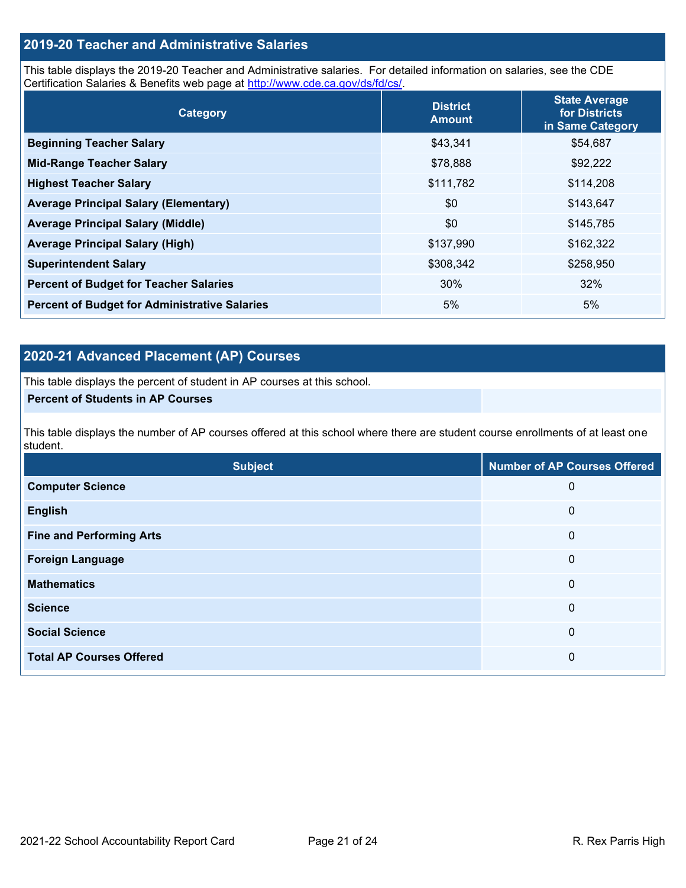## 2019-20 Teacher and Administrative Salaries

This table displays the 2019-20 Teacher and Administrative salaries. For detailed information on salaries, see the CDE Certification Salaries & Benefits web page at http://www.cde.ca.gov/ds/fd/cs/.

| Category | District Amount | State Average for Districts in Same Category |
|---|---|---|
| Beginning Teacher Salary | $43,341 | $54,687 |
| Mid-Range Teacher Salary | $78,888 | $92,222 |
| Highest Teacher Salary | $111,782 | $114,208 |
| Average Principal Salary (Elementary) | $0 | $143,647 |
| Average Principal Salary (Middle) | $0 | $145,785 |
| Average Principal Salary (High) | $137,990 | $162,322 |
| Superintendent Salary | $308,342 | $258,950 |
| Percent of Budget for Teacher Salaries | 30% | 32% |
| Percent of Budget for Administrative Salaries | 5% | 5% |

## 2020-21 Advanced Placement (AP) Courses

This table displays the percent of student in AP courses at this school.

| Percent of Students in AP Courses | |
|---|---|

This table displays the number of AP courses offered at this school where there are student course enrollments of at least one student.

| Subject | Number of AP Courses Offered |
|---|---|
| Computer Science | 0 |
| English | 0 |
| Fine and Performing Arts | 0 |
| Foreign Language | 0 |
| Mathematics | 0 |
| Science | 0 |
| Social Science | 0 |
| Total AP Courses Offered | 0 |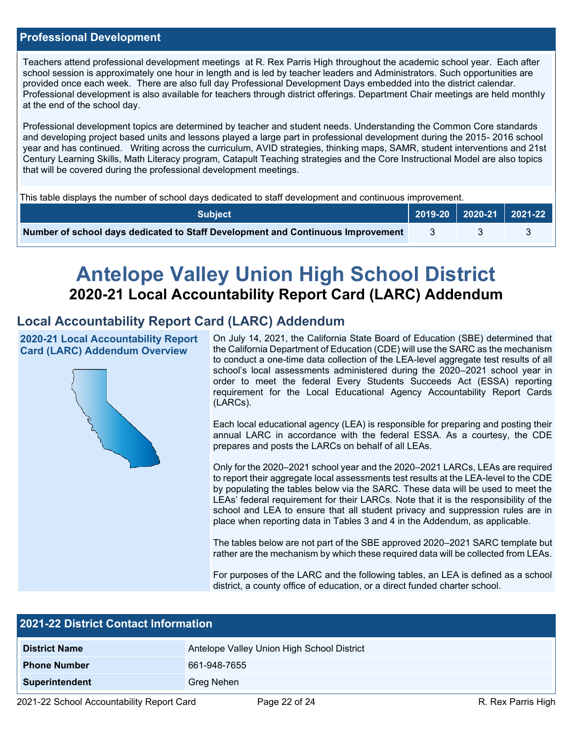## Professional Development

Teachers attend professional development meetings at R. Rex Parris High throughout the academic school year. Each after school session is approximately one hour in length and is led by teacher leaders and Administrators. Such opportunities are provided once each week. There are also full day Professional Development Days embedded into the district calendar. Professional development is also available for teachers through district offerings. Department Chair meetings are held monthly at the end of the school day.

Professional development topics are determined by teacher and student needs. Understanding the Common Core standards and developing project based units and lessons played a large part in professional development during the 2015- 2016 school year and has continued. Writing across the curriculum, AVID strategies, thinking maps, SAMR, student interventions and 21st Century Learning Skills, Math Literacy program, Catapult Teaching strategies and the Core Instructional Model are also topics that will be covered during the professional development meetings.

This table displays the number of school days dedicated to staff development and continuous improvement.

| Subject | 2019-20 | 2020-21 | 2021-22 |
|---|---|---|---|
| **Number of school days dedicated to Staff Development and Continuous Improvement** | 3 | 3 | 3 |

# Antelope Valley Union High School District

## 2020-21 Local Accountability Report Card (LARC) Addendum

## Local Accountability Report Card (LARC) Addendum

### 2020-21 Local Accountability Report Card (LARC) Addendum Overview

On July 14, 2021, the California State Board of Education (SBE) determined that the California Department of Education (CDE) will use the SARC as the mechanism to conduct a one-time data collection of the LEA-level aggregate test results of all school's local assessments administered during the 2020–2021 school year in order to meet the federal Every Students Succeeds Act (ESSA) reporting requirement for the Local Educational Agency Accountability Report Cards (LARCs).

Each local educational agency (LEA) is responsible for preparing and posting their annual LARC in accordance with the federal ESSA. As a courtesy, the CDE prepares and posts the LARCs on behalf of all LEAs.

Only for the 2020–2021 school year and the 2020–2021 LARCs, LEAs are required to report their aggregate local assessments test results at the LEA-level to the CDE by populating the tables below via the SARC. These data will be used to meet the LEAs' federal requirement for their LARCs. Note that it is the responsibility of the school and LEA to ensure that all student privacy and suppression rules are in place when reporting data in Tables 3 and 4 in the Addendum, as applicable.

The tables below are not part of the SBE approved 2020–2021 SARC template but rather are the mechanism by which these required data will be collected from LEAs.

For purposes of the LARC and the following tables, an LEA is defined as a school district, a county office of education, or a direct funded charter school.

## 2021-22 District Contact Information

| | |
|---|---|
| **District Name** | Antelope Valley Union High School District |
| **Phone Number** | 661-948-7655 |
| **Superintendent** | Greg Nehen |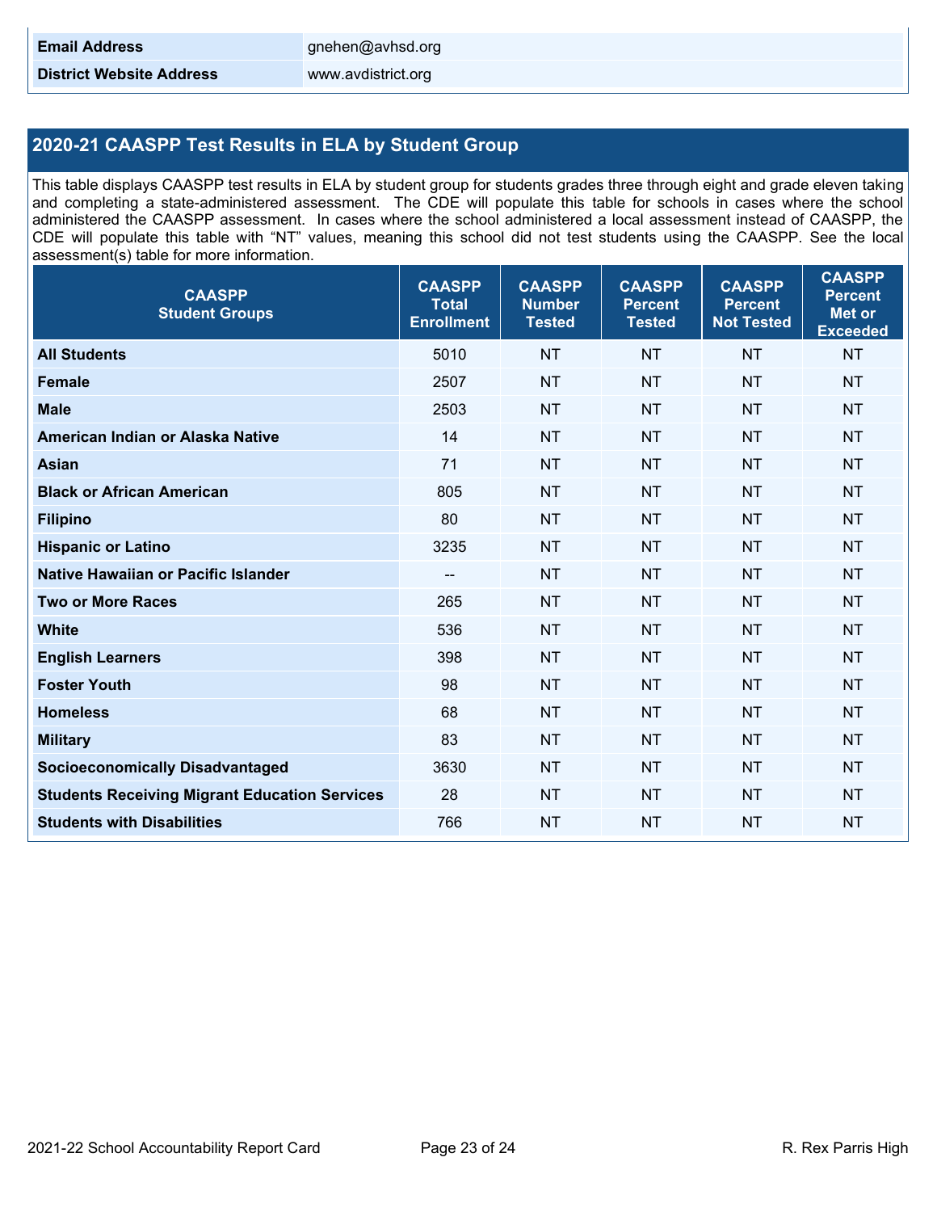| | |
|---|---|
| **Email Address** | gnehen@avhsd.org |
| **District Website Address** | www.avdistrict.org |

## 2020-21 CAASPP Test Results in ELA by Student Group

This table displays CAASPP test results in ELA by student group for students grades three through eight and grade eleven taking and completing a state-administered assessment. The CDE will populate this table for schools in cases where the school administered the CAASPP assessment. In cases where the school administered a local assessment instead of CAASPP, the CDE will populate this table with "NT" values, meaning this school did not test students using the CAASPP. See the local assessment(s) table for more information.

| CAASPP Student Groups | CAASPP Total Enrollment | CAASPP Number Tested | CAASPP Percent Tested | CAASPP Percent Not Tested | CAASPP Percent Met or Exceeded |
|---|---|---|---|---|---|
| **All Students** | 5010 | NT | NT | NT | NT |
| **Female** | 2507 | NT | NT | NT | NT |
| **Male** | 2503 | NT | NT | NT | NT |
| **American Indian or Alaska Native** | 14 | NT | NT | NT | NT |
| **Asian** | 71 | NT | NT | NT | NT |
| **Black or African American** | 805 | NT | NT | NT | NT |
| **Filipino** | 80 | NT | NT | NT | NT |
| **Hispanic or Latino** | 3235 | NT | NT | NT | NT |
| **Native Hawaiian or Pacific Islander** | -- | NT | NT | NT | NT |
| **Two or More Races** | 265 | NT | NT | NT | NT |
| **White** | 536 | NT | NT | NT | NT |
| **English Learners** | 398 | NT | NT | NT | NT |
| **Foster Youth** | 98 | NT | NT | NT | NT |
| **Homeless** | 68 | NT | NT | NT | NT |
| **Military** | 83 | NT | NT | NT | NT |
| **Socioeconomically Disadvantaged** | 3630 | NT | NT | NT | NT |
| **Students Receiving Migrant Education Services** | 28 | NT | NT | NT | NT |
| **Students with Disabilities** | 766 | NT | NT | NT | NT |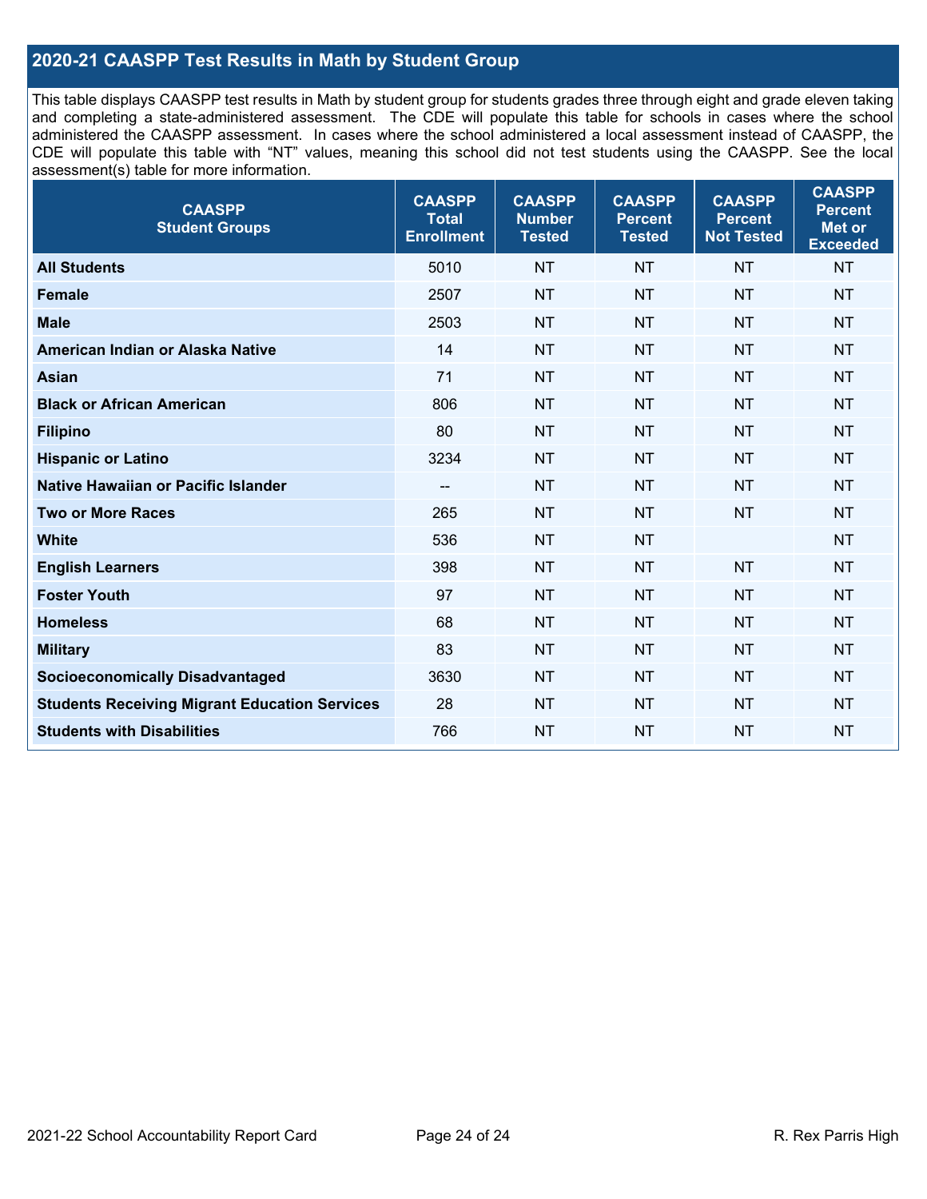## 2020-21 CAASPP Test Results in Math by Student Group

This table displays CAASPP test results in Math by student group for students grades three through eight and grade eleven taking and completing a state-administered assessment. The CDE will populate this table for schools in cases where the school administered the CAASPP assessment. In cases where the school administered a local assessment instead of CAASPP, the CDE will populate this table with "NT" values, meaning this school did not test students using the CAASPP. See the local assessment(s) table for more information.

| CAASPP Student Groups | CAASPP Total Enrollment | CAASPP Number Tested | CAASPP Percent Tested | CAASPP Percent Not Tested | CAASPP Percent Met or Exceeded |
|---|---|---|---|---|---|
| **All Students** | 5010 | NT | NT | NT | NT |
| **Female** | 2507 | NT | NT | NT | NT |
| **Male** | 2503 | NT | NT | NT | NT |
| **American Indian or Alaska Native** | 14 | NT | NT | NT | NT |
| **Asian** | 71 | NT | NT | NT | NT |
| **Black or African American** | 806 | NT | NT | NT | NT |
| **Filipino** | 80 | NT | NT | NT | NT |
| **Hispanic or Latino** | 3234 | NT | NT | NT | NT |
| **Native Hawaiian or Pacific Islander** | -- | NT | NT | NT | NT |
| **Two or More Races** | 265 | NT | NT | NT | NT |
| **White** | 536 | NT | NT | | NT |
| **English Learners** | 398 | NT | NT | NT | NT |
| **Foster Youth** | 97 | NT | NT | NT | NT |
| **Homeless** | 68 | NT | NT | NT | NT |
| **Military** | 83 | NT | NT | NT | NT |
| **Socioeconomically Disadvantaged** | 3630 | NT | NT | NT | NT |
| **Students Receiving Migrant Education Services** | 28 | NT | NT | NT | NT |
| **Students with Disabilities** | 766 | NT | NT | NT | NT |